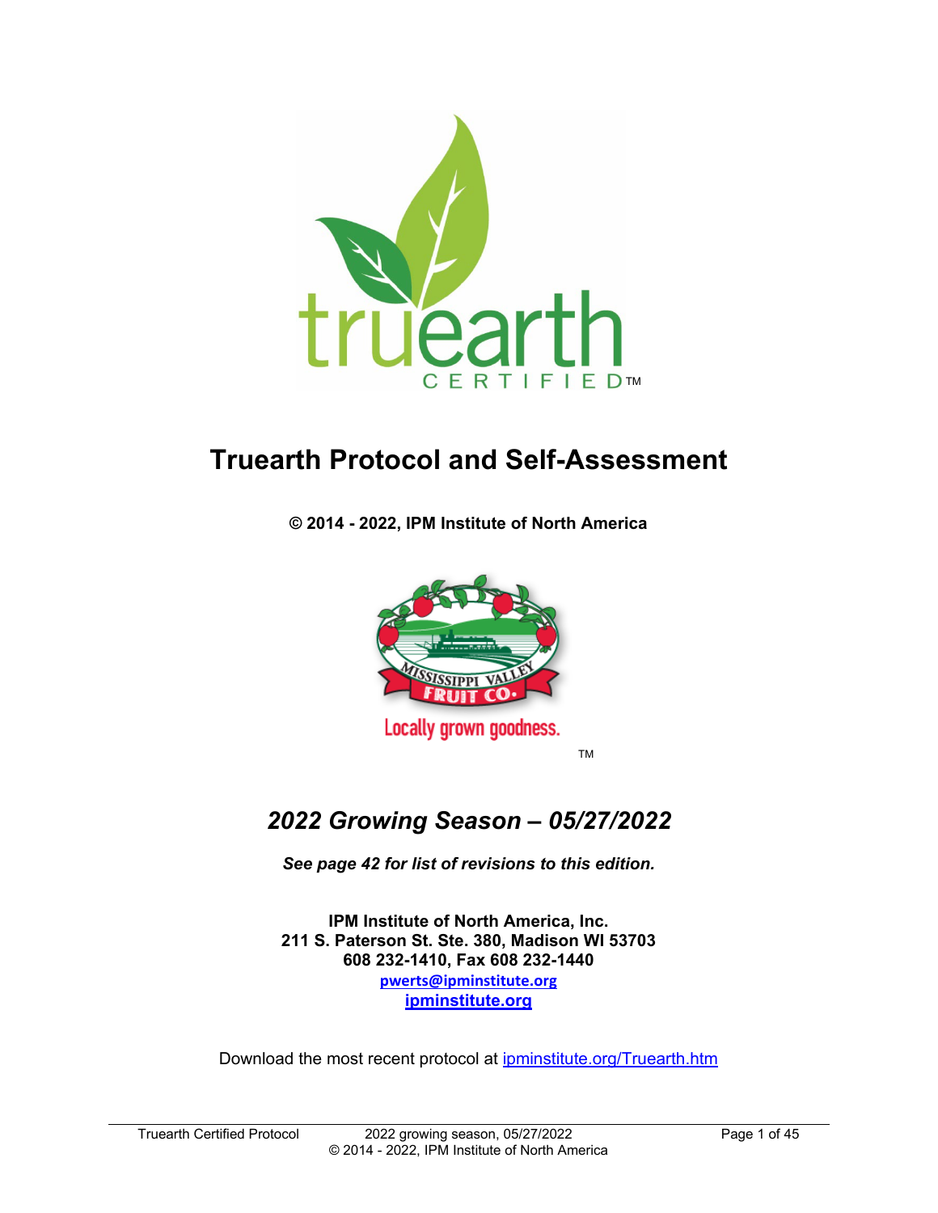# Truearth Protocol and Self-Assessment

**© 2014 - 2022, IPM Institute of North America**

## *2022 Growing Season – 05/27/2022*

***See page 42 for list of revisions to this edition.***

**IPM Institute of North America, Inc.**
**211 S. Paterson St. Ste. 380, Madison WI 53703**
**608 232-1410, Fax 608 232-1440**
**pwerts@ipminstitute.org**
**ipminstitute.org**

Download the most recent protocol at ipminstitute.org/Truearth.htm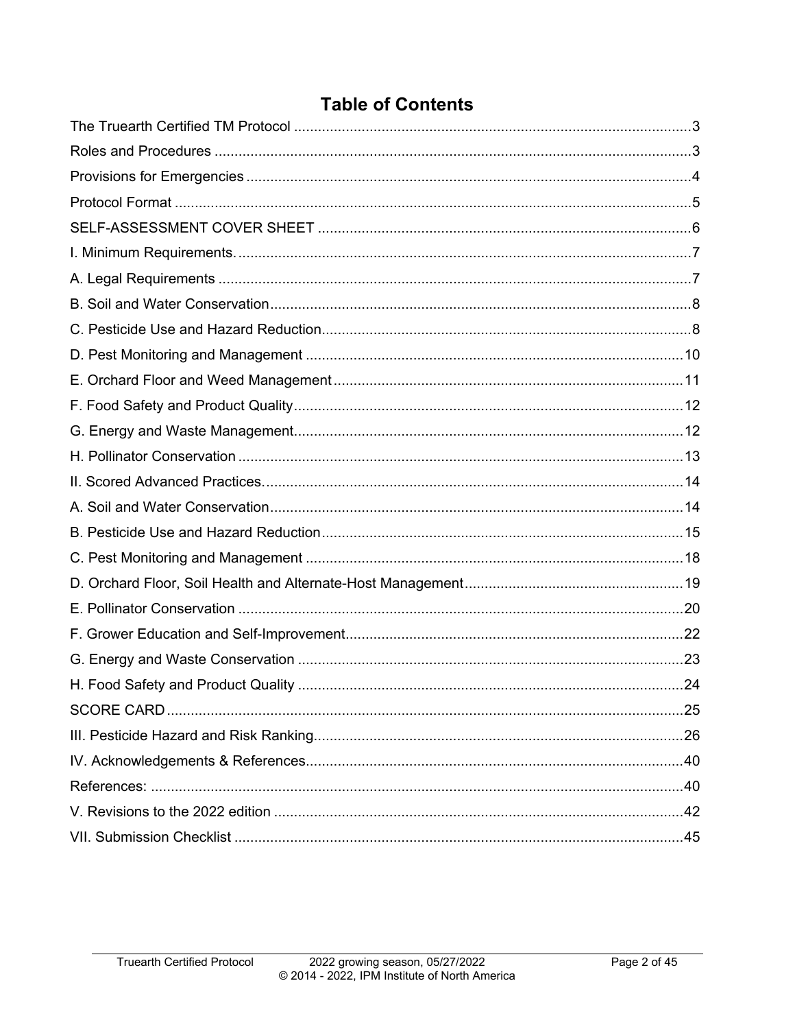# Table of Contents

The Truearth Certified TM Protocol ....................................................................................................3

Roles and Procedures .......................................................................................................................3

Provisions for Emergencies ...............................................................................................................4

Protocol Format .................................................................................................................................5

SELF-ASSESSMENT COVER SHEET .............................................................................................6

I. Minimum Requirements. ..................................................................................................................7

A. Legal Requirements ......................................................................................................................7

B. Soil and Water Conservation..........................................................................................................8

C. Pesticide Use and Hazard Reduction.............................................................................................8

D. Pest Monitoring and Management ...............................................................................................10

E. Orchard Floor and Weed Management........................................................................................11

F. Food Safety and Product Quality..................................................................................................12

G. Energy and Waste Management..................................................................................................12

H. Pollinator Conservation ................................................................................................................13

II. Scored Advanced Practices..........................................................................................................14

A. Soil and Water Conservation.......................................................................................................14

B. Pesticide Use and Hazard Reduction...........................................................................................15

C. Pest Monitoring and Management ...............................................................................................18

D. Orchard Floor, Soil Health and Alternate-Host Management.......................................................19

E. Pollinator Conservation ................................................................................................................20

F. Grower Education and Self-Improvement.....................................................................................22

G. Energy and Waste Conservation .................................................................................................23

H. Food Safety and Product Quality .................................................................................................24

SCORE CARD ..................................................................................................................................25

III. Pesticide Hazard and Risk Ranking.............................................................................................26

IV. Acknowledgements & References...............................................................................................40

References: ......................................................................................................................................40

V. Revisions to the 2022 edition .......................................................................................................42

VII. Submission Checklist .................................................................................................................45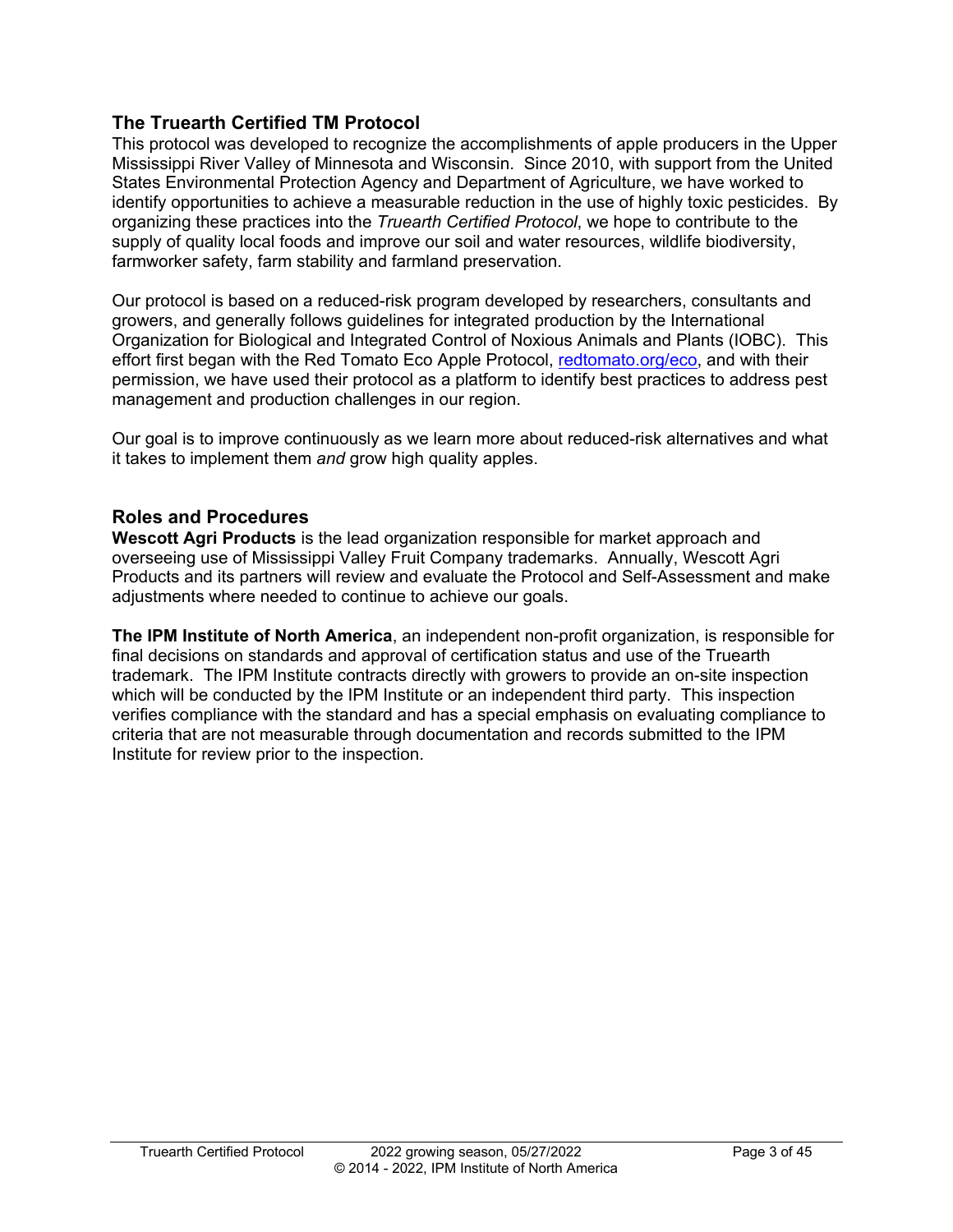## The Truearth Certified TM Protocol

This protocol was developed to recognize the accomplishments of apple producers in the Upper Mississippi River Valley of Minnesota and Wisconsin. Since 2010, with support from the United States Environmental Protection Agency and Department of Agriculture, we have worked to identify opportunities to achieve a measurable reduction in the use of highly toxic pesticides. By organizing these practices into the *Truearth Certified Protocol*, we hope to contribute to the supply of quality local foods and improve our soil and water resources, wildlife biodiversity, farmworker safety, farm stability and farmland preservation.

Our protocol is based on a reduced-risk program developed by researchers, consultants and growers, and generally follows guidelines for integrated production by the International Organization for Biological and Integrated Control of Noxious Animals and Plants (IOBC). This effort first began with the Red Tomato Eco Apple Protocol, [redtomato.org/eco](http://redtomato.org/eco), and with their permission, we have used their protocol as a platform to identify best practices to address pest management and production challenges in our region.

Our goal is to improve continuously as we learn more about reduced-risk alternatives and what it takes to implement them *and* grow high quality apples.

## Roles and Procedures

**Wescott Agri Products** is the lead organization responsible for market approach and overseeing use of Mississippi Valley Fruit Company trademarks. Annually, Wescott Agri Products and its partners will review and evaluate the Protocol and Self-Assessment and make adjustments where needed to continue to achieve our goals.

**The IPM Institute of North America**, an independent non-profit organization, is responsible for final decisions on standards and approval of certification status and use of the Truearth trademark. The IPM Institute contracts directly with growers to provide an on-site inspection which will be conducted by the IPM Institute or an independent third party. This inspection verifies compliance with the standard and has a special emphasis on evaluating compliance to criteria that are not measurable through documentation and records submitted to the IPM Institute for review prior to the inspection.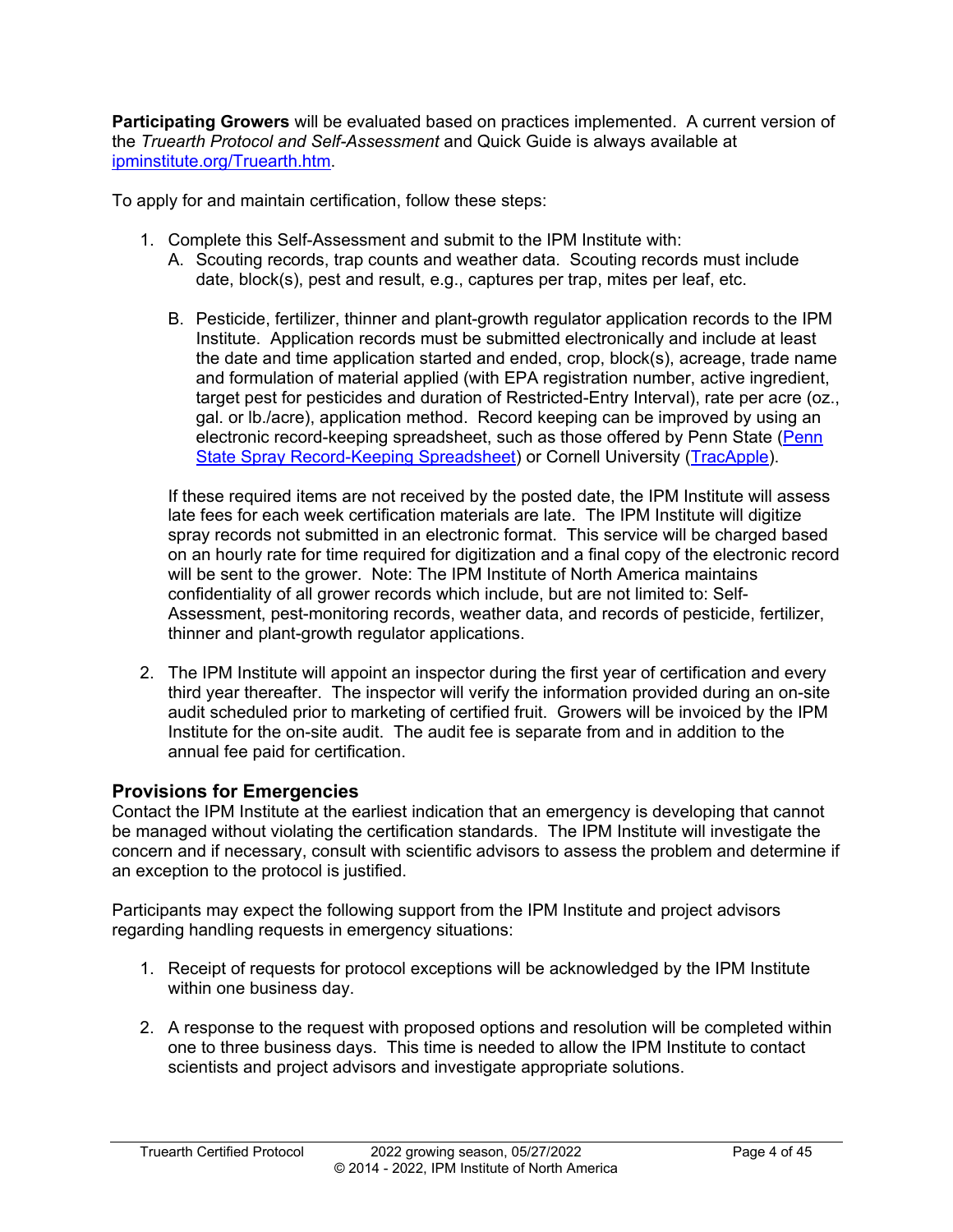**Participating Growers** will be evaluated based on practices implemented. A current version of the *Truearth Protocol and Self-Assessment* and Quick Guide is always available at [ipminstitute.org/Truearth.htm](ipminstitute.org/Truearth.htm).

To apply for and maintain certification, follow these steps:

1. Complete this Self-Assessment and submit to the IPM Institute with:
   A. Scouting records, trap counts and weather data. Scouting records must include date, block(s), pest and result, e.g., captures per trap, mites per leaf, etc.

   B. Pesticide, fertilizer, thinner and plant-growth regulator application records to the IPM Institute. Application records must be submitted electronically and include at least the date and time application started and ended, crop, block(s), acreage, trade name and formulation of material applied (with EPA registration number, active ingredient, target pest for pesticides and duration of Restricted-Entry Interval), rate per acre (oz., gal. or lb./acre), application method. Record keeping can be improved by using an electronic record-keeping spreadsheet, such as those offered by Penn State (Penn State Spray Record-Keeping Spreadsheet) or Cornell University (TracApple).

   If these required items are not received by the posted date, the IPM Institute will assess late fees for each week certification materials are late. The IPM Institute will digitize spray records not submitted in an electronic format. This service will be charged based on an hourly rate for time required for digitization and a final copy of the electronic record will be sent to the grower. Note: The IPM Institute of North America maintains confidentiality of all grower records which include, but are not limited to: Self-Assessment, pest-monitoring records, weather data, and records of pesticide, fertilizer, thinner and plant-growth regulator applications.

2. The IPM Institute will appoint an inspector during the first year of certification and every third year thereafter. The inspector will verify the information provided during an on-site audit scheduled prior to marketing of certified fruit. Growers will be invoiced by the IPM Institute for the on-site audit. The audit fee is separate from and in addition to the annual fee paid for certification.

## Provisions for Emergencies

Contact the IPM Institute at the earliest indication that an emergency is developing that cannot be managed without violating the certification standards. The IPM Institute will investigate the concern and if necessary, consult with scientific advisors to assess the problem and determine if an exception to the protocol is justified.

Participants may expect the following support from the IPM Institute and project advisors regarding handling requests in emergency situations:

1. Receipt of requests for protocol exceptions will be acknowledged by the IPM Institute within one business day.

2. A response to the request with proposed options and resolution will be completed within one to three business days. This time is needed to allow the IPM Institute to contact scientists and project advisors and investigate appropriate solutions.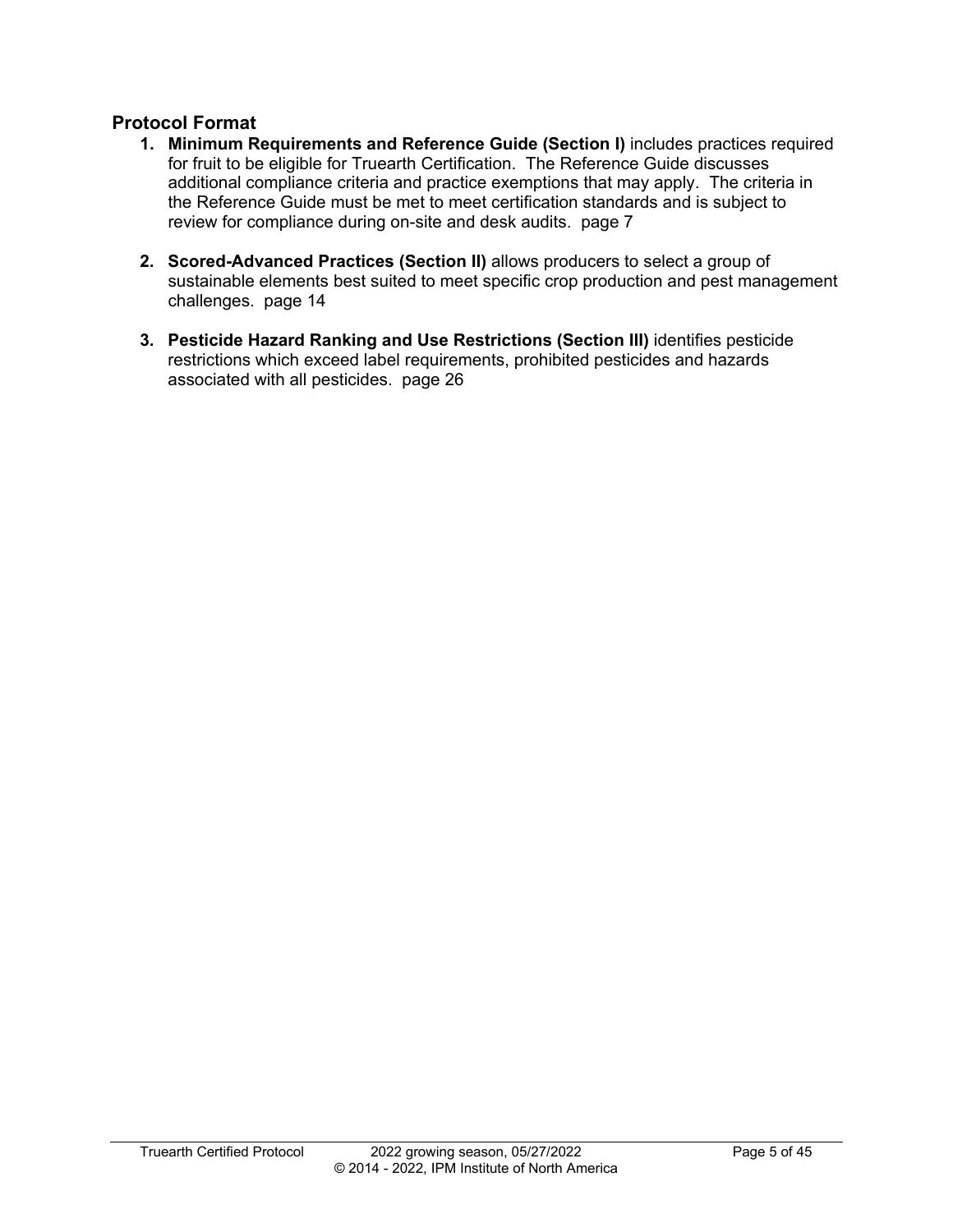## Protocol Format

1. **Minimum Requirements and Reference Guide (Section I)** includes practices required for fruit to be eligible for Truearth Certification. The Reference Guide discusses additional compliance criteria and practice exemptions that may apply. The criteria in the Reference Guide must be met to meet certification standards and is subject to review for compliance during on-site and desk audits. page 7

2. **Scored-Advanced Practices (Section II)** allows producers to select a group of sustainable elements best suited to meet specific crop production and pest management challenges. page 14

3. **Pesticide Hazard Ranking and Use Restrictions (Section III)** identifies pesticide restrictions which exceed label requirements, prohibited pesticides and hazards associated with all pesticides. page 26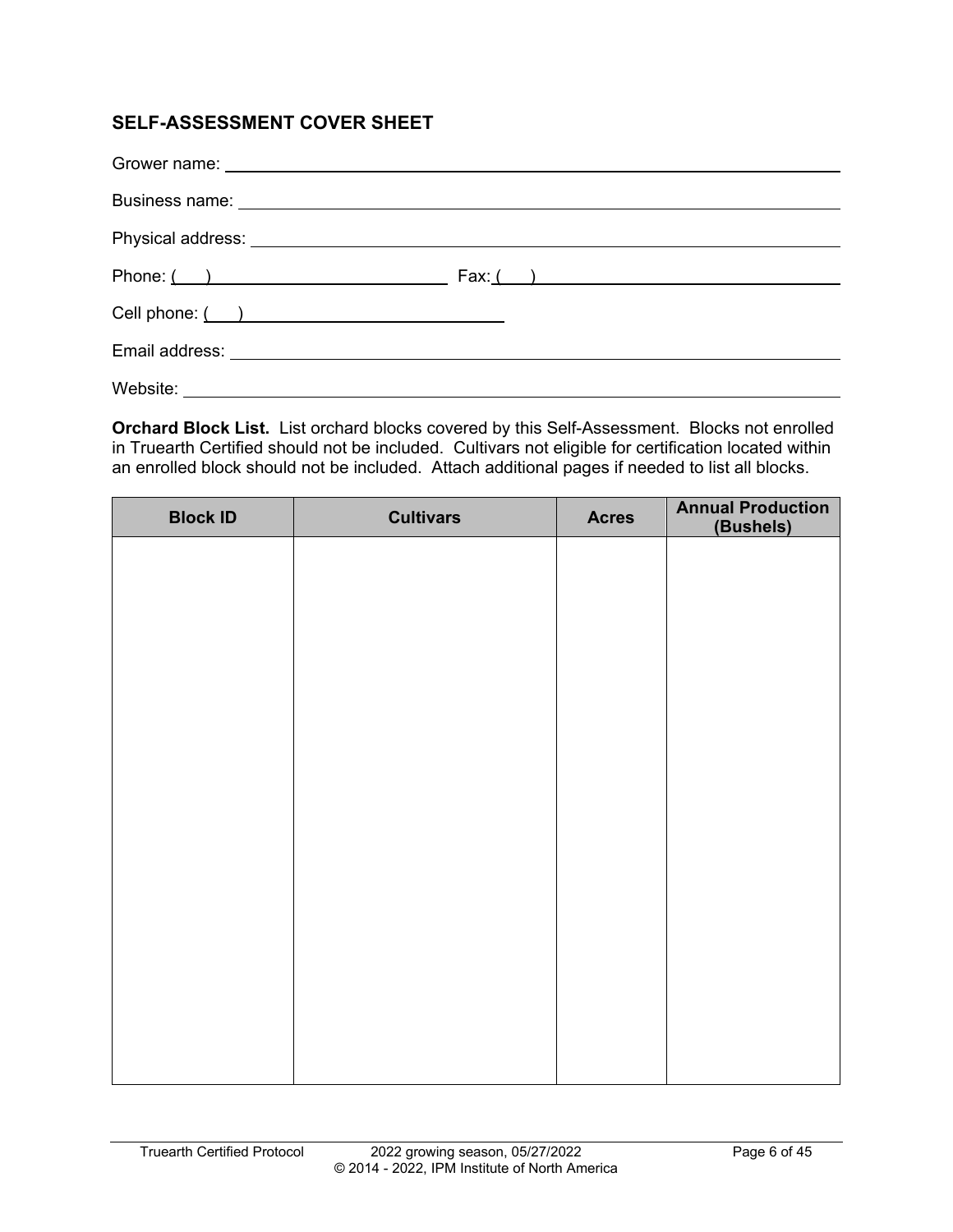## SELF-ASSESSMENT COVER SHEET

Grower name: ______________________________________________

Business name: ______________________________________________

Physical address: ______________________________________________

Phone: (   ) ____________________ Fax: (   ) ____________________

Cell phone: (   ) ____________________

Email address: ______________________________________________

Website: ______________________________________________

**Orchard Block List.** List orchard blocks covered by this Self-Assessment. Blocks not enrolled in Truearth Certified should not be included. Cultivars not eligible for certification located within an enrolled block should not be included. Attach additional pages if needed to list all blocks.

| Block ID | Cultivars | Acres | Annual Production (Bushels) |
|---|---|---|---|
| | | | |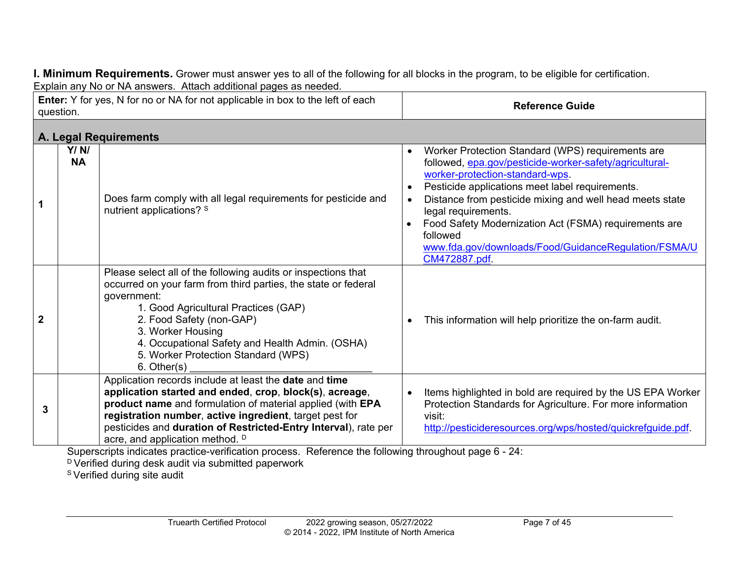**I. Minimum Requirements.** Grower must answer yes to all of the following for all blocks in the program, to be eligible for certification. Explain any No or NA answers. Attach additional pages as needed.

| **Enter:** Y for yes, N for no or NA for not applicable in box to the left of each question. | | | **Reference Guide** |
|---|---|---|---|
| **A. Legal Requirements** | | | |
| 1 | **Y/ N/ NA** | Does farm comply with all legal requirements for pesticide and nutrient applications? [S] | • Worker Protection Standard (WPS) requirements are followed, epa.gov/pesticide-worker-safety/agricultural-worker-protection-standard-wps.<br>• Pesticide applications meet label requirements.<br>• Distance from pesticide mixing and well head meets state legal requirements.<br>• Food Safety Modernization Act (FSMA) requirements are followed www.fda.gov/downloads/Food/GuidanceRegulation/FSMA/UCM472887.pdf. |
| 2 | | Please select all of the following audits or inspections that occurred on your farm from third parties, the state or federal government:<br>1. Good Agricultural Practices (GAP)<br>2. Food Safety (non-GAP)<br>3. Worker Housing<br>4. Occupational Safety and Health Admin. (OSHA)<br>5. Worker Protection Standard (WPS)<br>6. Other(s) ______________________________ | • This information will help prioritize the on-farm audit. |
| 3 | | Application records include at least the **date** and **time application started and ended**, **crop**, **block(s)**, **acreage**, **product name** and formulation of material applied (with **EPA registration number**, **active ingredient**, target pest for pesticides and **duration of Restricted-Entry Interval**), rate per acre, and application method. [D] | • Items highlighted in bold are required by the US EPA Worker Protection Standards for Agriculture. For more information visit: http://pesticideresources.org/wps/hosted/quickrefguide.pdf. |

Superscripts indicates practice-verification process. Reference the following throughout page 6 - 24:

[D] Verified during desk audit via submitted paperwork

[S] Verified during site audit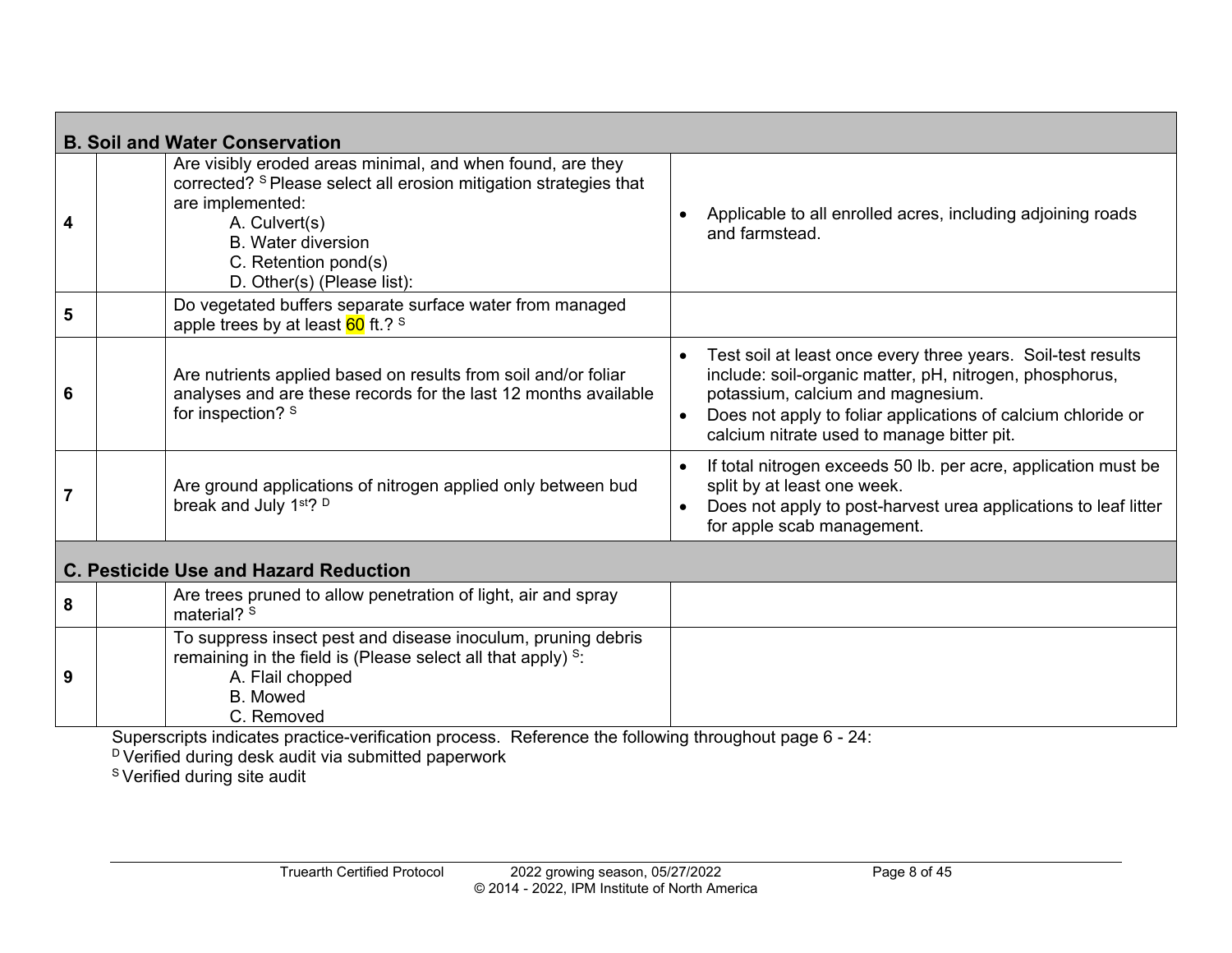| | | | |
|---|---|---|---|
| **B. Soil and Water Conservation** | | | |
| 4 | | Are visibly eroded areas minimal, and when found, are they corrected? [S] Please select all erosion mitigation strategies that are implemented:<br>A. Culvert(s)<br>B. Water diversion<br>C. Retention pond(s)<br>D. Other(s) (Please list): | • Applicable to all enrolled acres, including adjoining roads and farmstead. |
| 5 | | Do vegetated buffers separate surface water from managed apple trees by at least 60 ft.? [S] | |
| 6 | | Are nutrients applied based on results from soil and/or foliar analyses and are these records for the last 12 months available for inspection? [S] | • Test soil at least once every three years. Soil-test results include: soil-organic matter, pH, nitrogen, phosphorus, potassium, calcium and magnesium.<br>• Does not apply to foliar applications of calcium chloride or calcium nitrate used to manage bitter pit. |
| 7 | | Are ground applications of nitrogen applied only between bud break and July 1st? [D] | • If total nitrogen exceeds 50 lb. per acre, application must be split by at least one week.<br>• Does not apply to post-harvest urea applications to leaf litter for apple scab management. |
| **C. Pesticide Use and Hazard Reduction** | | | |
| 8 | | Are trees pruned to allow penetration of light, air and spray material? [S] | |
| 9 | | To suppress insect pest and disease inoculum, pruning debris remaining in the field is (Please select all that apply) [S]:<br>A. Flail chopped<br>B. Mowed<br>C. Removed | |

Superscripts indicates practice-verification process. Reference the following throughout page 6 - 24:

[D] Verified during desk audit via submitted paperwork

[S] Verified during site audit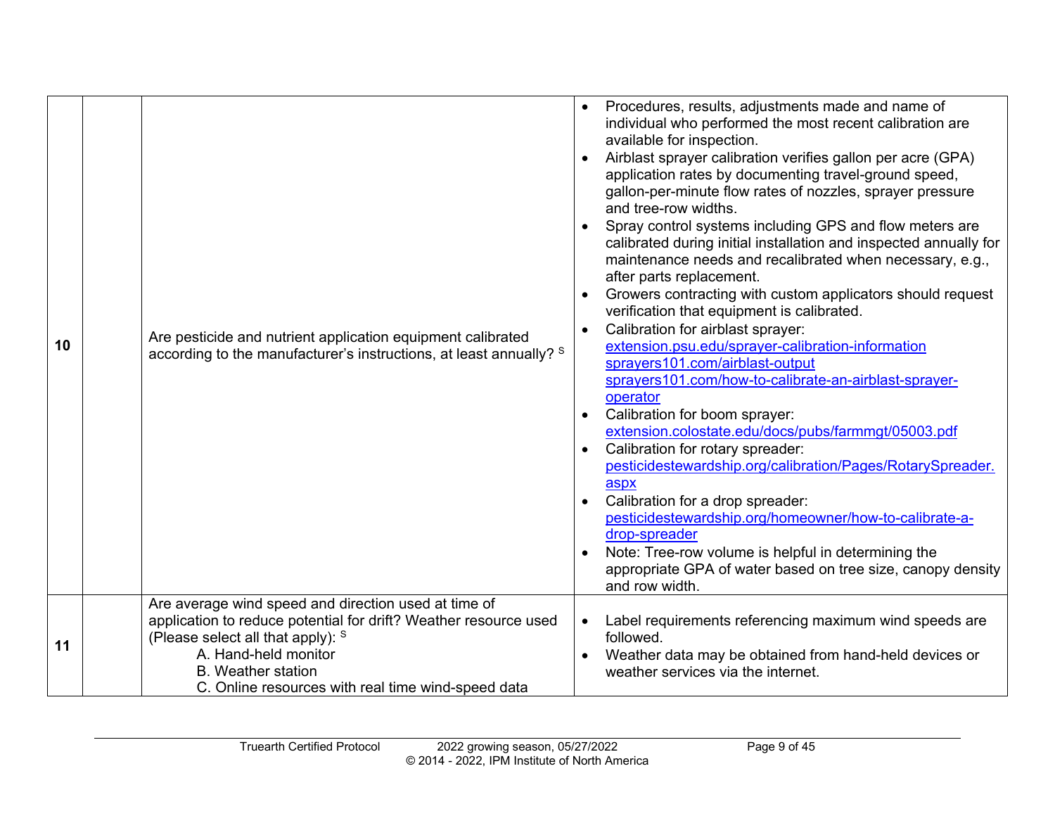| | | | |
|---|---|---|---|
| 10 | | Are pesticide and nutrient application equipment calibrated according to the manufacturer's instructions, at least annually? [S] | • Procedures, results, adjustments made and name of individual who performed the most recent calibration are available for inspection.<br>• Airblast sprayer calibration verifies gallon per acre (GPA) application rates by documenting travel-ground speed, gallon-per-minute flow rates of nozzles, sprayer pressure and tree-row widths.<br>• Spray control systems including GPS and flow meters are calibrated during initial installation and inspected annually for maintenance needs and recalibrated when necessary, e.g., after parts replacement.<br>• Growers contracting with custom applicators should request verification that equipment is calibrated.<br>• Calibration for airblast sprayer: extension.psu.edu/sprayer-calibration-information sprayers101.com/airblast-output sprayers101.com/how-to-calibrate-an-airblast-sprayer-operator<br>• Calibration for boom sprayer: extension.colostate.edu/docs/pubs/farmmgt/05003.pdf<br>• Calibration for rotary spreader: pesticidestewardship.org/calibration/Pages/RotarySpreader.aspx<br>• Calibration for a drop spreader: pesticidestewardship.org/homeowner/how-to-calibrate-a-drop-spreader<br>• Note: Tree-row volume is helpful in determining the appropriate GPA of water based on tree size, canopy density and row width. |
| 11 | | Are average wind speed and direction used at time of application to reduce potential for drift? Weather resource used (Please select all that apply): [S]<br>A. Hand-held monitor<br>B. Weather station<br>C. Online resources with real time wind-speed data | • Label requirements referencing maximum wind speeds are followed.<br>• Weather data may be obtained from hand-held devices or weather services via the internet. |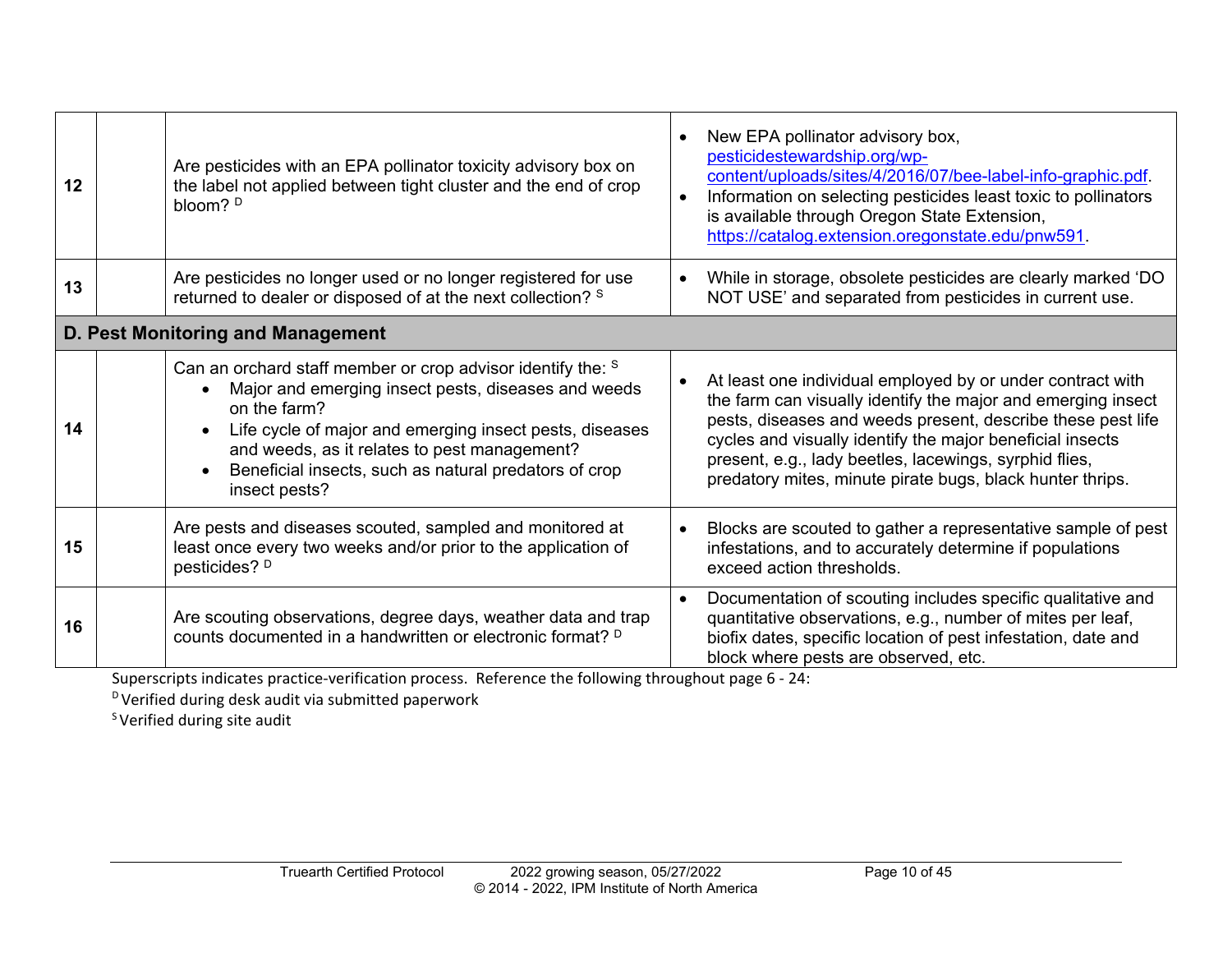| | | | |
|---|---|---|---|
| 12 | | Are pesticides with an EPA pollinator toxicity advisory box on the label not applied between tight cluster and the end of crop bloom? [D] | • New EPA pollinator advisory box, pesticidestewardship.org/wp-content/uploads/sites/4/2016/07/bee-label-info-graphic.pdf.<br>• Information on selecting pesticides least toxic to pollinators is available through Oregon State Extension, https://catalog.extension.oregonstate.edu/pnw591. |
| 13 | | Are pesticides no longer used or no longer registered for use returned to dealer or disposed of at the next collection? [S] | • While in storage, obsolete pesticides are clearly marked 'DO NOT USE' and separated from pesticides in current use. |
| **D. Pest Monitoring and Management** | | | |
| 14 | | Can an orchard staff member or crop advisor identify the: [S]<br>• Major and emerging insect pests, diseases and weeds on the farm?<br>• Life cycle of major and emerging insect pests, diseases and weeds, as it relates to pest management?<br>• Beneficial insects, such as natural predators of crop insect pests? | • At least one individual employed by or under contract with the farm can visually identify the major and emerging insect pests, diseases and weeds present, describe these pest life cycles and visually identify the major beneficial insects present, e.g., lady beetles, lacewings, syrphid flies, predatory mites, minute pirate bugs, black hunter thrips. |
| 15 | | Are pests and diseases scouted, sampled and monitored at least once every two weeks and/or prior to the application of pesticides? [D] | • Blocks are scouted to gather a representative sample of pest infestations, and to accurately determine if populations exceed action thresholds. |
| 16 | | Are scouting observations, degree days, weather data and trap counts documented in a handwritten or electronic format? [D] | • Documentation of scouting includes specific qualitative and quantitative observations, e.g., number of mites per leaf, biofix dates, specific location of pest infestation, date and block where pests are observed, etc. |

Superscripts indicates practice-verification process. Reference the following throughout page 6 - 24:

[D] Verified during desk audit via submitted paperwork

[S] Verified during site audit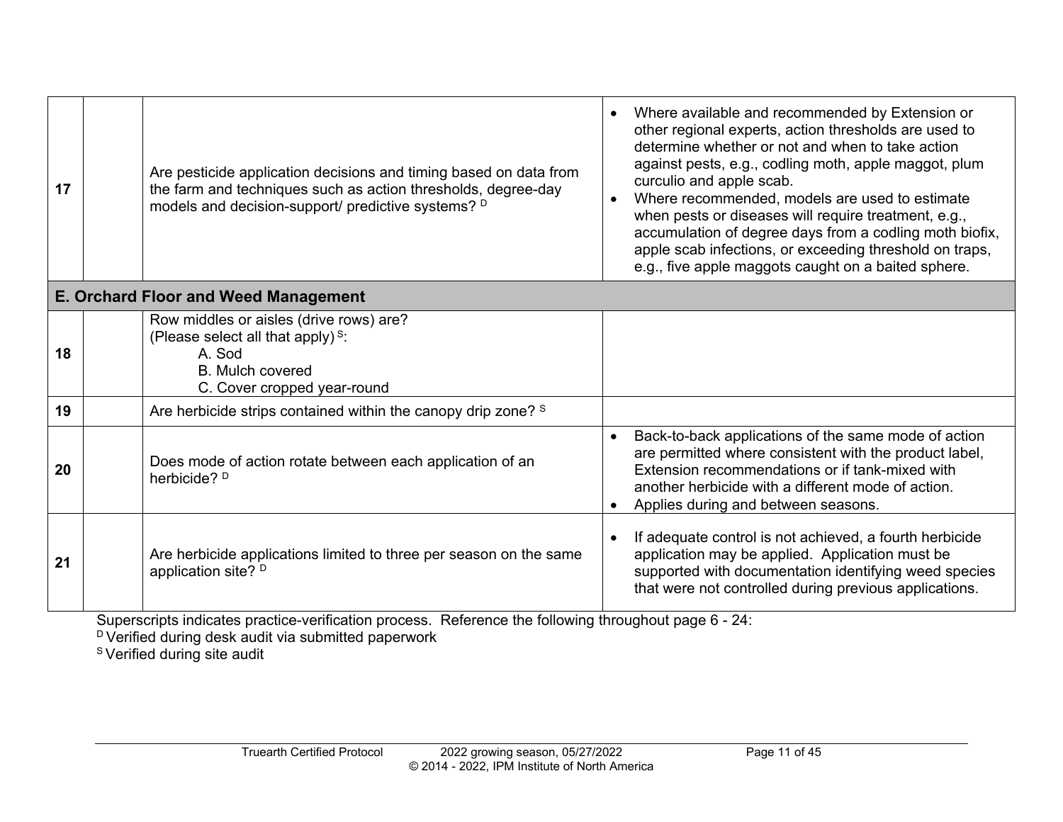| | | | |
|---|---|---|---|
| 17 | | Are pesticide application decisions and timing based on data from the farm and techniques such as action thresholds, degree-day models and decision-support/ predictive systems? [D] | • Where available and recommended by Extension or other regional experts, action thresholds are used to determine whether or not and when to take action against pests, e.g., codling moth, apple maggot, plum curculio and apple scab.<br>• Where recommended, models are used to estimate when pests or diseases will require treatment, e.g., accumulation of degree days from a codling moth biofix, apple scab infections, or exceeding threshold on traps, e.g., five apple maggots caught on a baited sphere. |
| **E. Orchard Floor and Weed Management** | | | |
| 18 | | Row middles or aisles (drive rows) are?<br>(Please select all that apply) [S]:<br>A. Sod<br>B. Mulch covered<br>C. Cover cropped year-round | |
| 19 | | Are herbicide strips contained within the canopy drip zone? [S] | |
| 20 | | Does mode of action rotate between each application of an herbicide? [D] | • Back-to-back applications of the same mode of action are permitted where consistent with the product label, Extension recommendations or if tank-mixed with another herbicide with a different mode of action.<br>• Applies during and between seasons. |
| 21 | | Are herbicide applications limited to three per season on the same application site? [D] | • If adequate control is not achieved, a fourth herbicide application may be applied. Application must be supported with documentation identifying weed species that were not controlled during previous applications. |

Superscripts indicates practice-verification process. Reference the following throughout page 6 - 24:

[D] Verified during desk audit via submitted paperwork

[S] Verified during site audit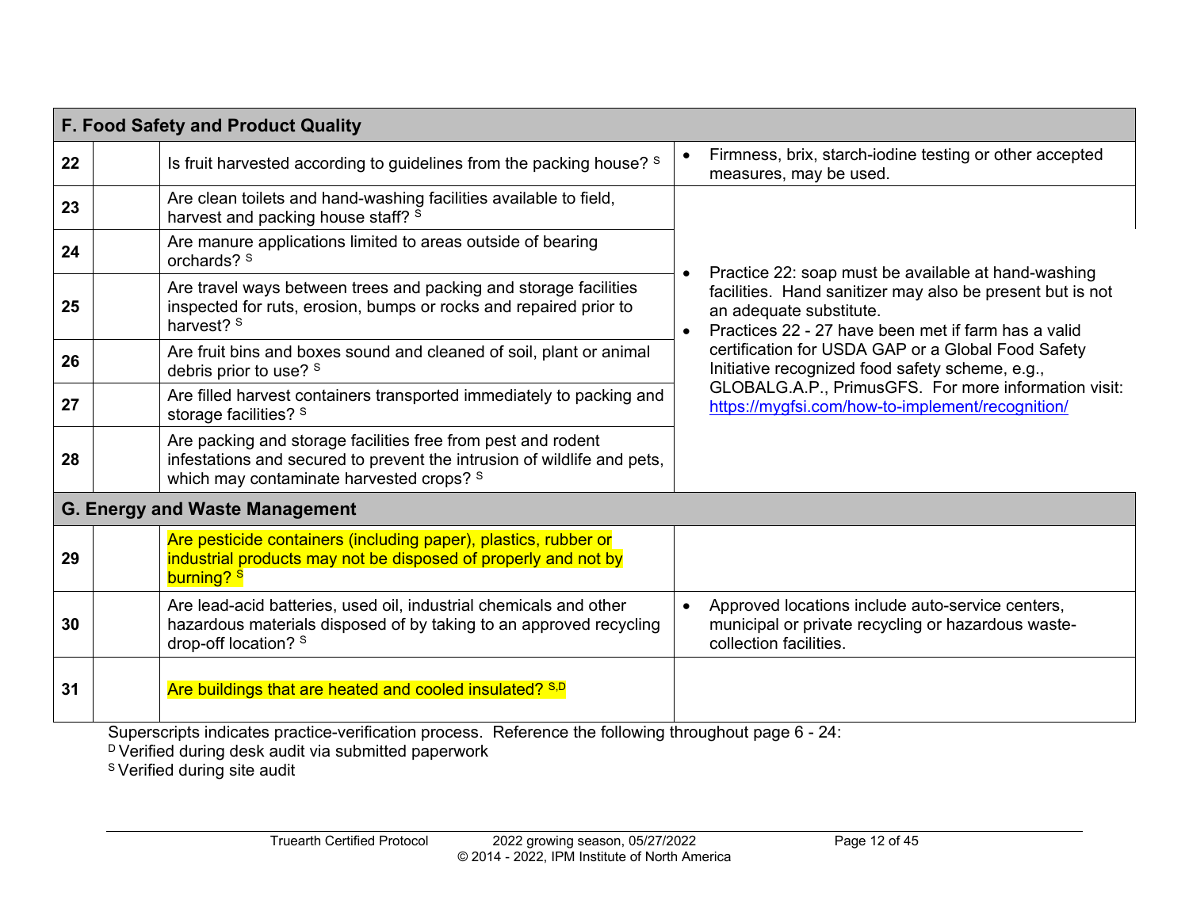| | | | |
|---|---|---|---|
| **F. Food Safety and Product Quality** | | | |
| **22** | | Is fruit harvested according to guidelines from the packing house? [S] | • Firmness, brix, starch-iodine testing or other accepted measures, may be used. |
| **23** | | Are clean toilets and hand-washing facilities available to field, harvest and packing house staff? [S] | • Practice 22: soap must be available at hand-washing facilities. Hand sanitizer may also be present but is not an adequate substitute.<br>• Practices 22 - 27 have been met if farm has a valid certification for USDA GAP or a Global Food Safety Initiative recognized food safety scheme, e.g., GLOBALG.A.P., PrimusGFS. For more information visit: https://mygfsi.com/how-to-implement/recognition/ |
| **24** | | Are manure applications limited to areas outside of bearing orchards? [S] | |
| **25** | | Are travel ways between trees and packing and storage facilities inspected for ruts, erosion, bumps or rocks and repaired prior to harvest? [S] | |
| **26** | | Are fruit bins and boxes sound and cleaned of soil, plant or animal debris prior to use? [S] | |
| **27** | | Are filled harvest containers transported immediately to packing and storage facilities? [S] | |
| **28** | | Are packing and storage facilities free from pest and rodent infestations and secured to prevent the intrusion of wildlife and pets, which may contaminate harvested crops? [S] | |
| **G. Energy and Waste Management** | | | |
| **29** | | Are pesticide containers (including paper), plastics, rubber or industrial products may not be disposed of properly and not by burning? [S] | |
| **30** | | Are lead-acid batteries, used oil, industrial chemicals and other hazardous materials disposed of by taking to an approved recycling drop-off location? [S] | • Approved locations include auto-service centers, municipal or private recycling or hazardous waste-collection facilities. |
| **31** | | Are buildings that are heated and cooled insulated? [S,D] | |

Superscripts indicates practice-verification process. Reference the following throughout page 6 - 24:
[D] Verified during desk audit via submitted paperwork
[S] Verified during site audit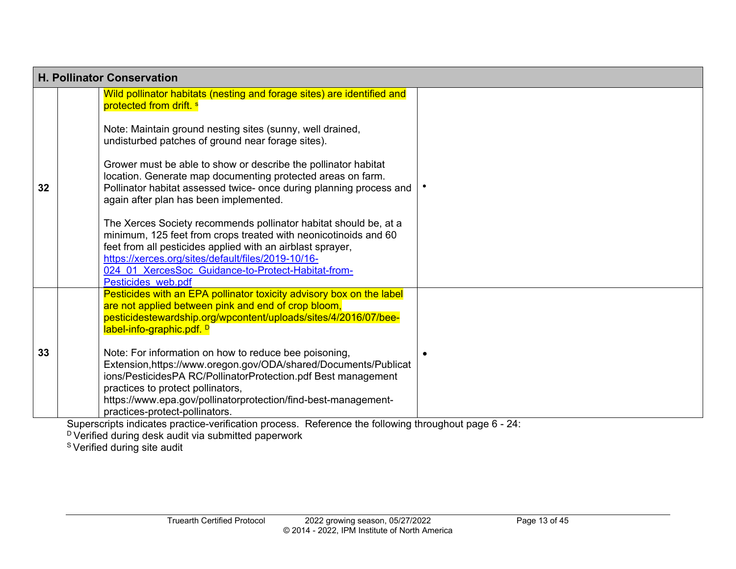| H. Pollinator Conservation | | | |
|---|---|---|---|
| **32** | | Wild pollinator habitats (nesting and forage sites) are identified and protected from drift. [S]<br><br>Note: Maintain ground nesting sites (sunny, well drained, undisturbed patches of ground near forage sites).<br><br>Grower must be able to show or describe the pollinator habitat location. Generate map documenting protected areas on farm. Pollinator habitat assessed twice- once during planning process and again after plan has been implemented.<br><br>The Xerces Society recommends pollinator habitat should be, at a minimum, 125 feet from crops treated with neonicotinoids and 60 feet from all pesticides applied with an airblast sprayer, https://xerces.org/sites/default/files/2019-10/16-024_01_XercesSoc_Guidance-to-Protect-Habitat-from-Pesticides_web.pdf | • |
| **33** | | Pesticides with an EPA pollinator toxicity advisory box on the label are not applied between pink and end of crop bloom, pesticidestewardship.org/wpcontent/uploads/sites/4/2016/07/bee-label-info-graphic.pdf. [D]<br><br>Note: For information on how to reduce bee poisoning, Extension,https://www.oregon.gov/ODA/shared/Documents/Publications/PesticidesPA RC/PollinatorProtection.pdf Best management practices to protect pollinators, https://www.epa.gov/pollinatorprotection/find-best-management-practices-protect-pollinators. | • |

Superscripts indicates practice-verification process. Reference the following throughout page 6 - 24:
[D] Verified during desk audit via submitted paperwork
[S] Verified during site audit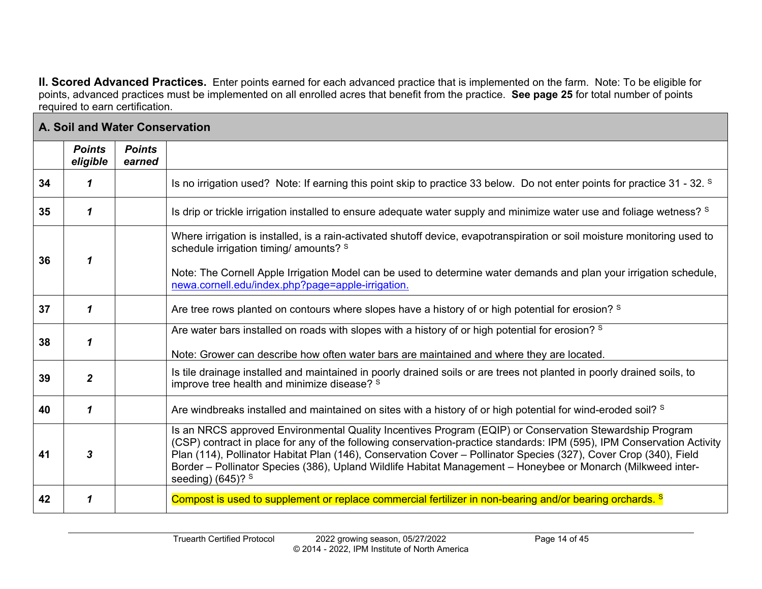**II. Scored Advanced Practices.** Enter points earned for each advanced practice that is implemented on the farm. Note: To be eligible for points, advanced practices must be implemented on all enrolled acres that benefit from the practice. **See page 25** for total number of points required to earn certification.

| **A. Soil and Water Conservation** | | | |
|---|---|---|---|
| | ***Points eligible*** | ***Points earned*** | |
| **34** | ***1*** | | Is no irrigation used? Note: If earning this point skip to practice 33 below. Do not enter points for practice 31 - 32. [S] |
| **35** | ***1*** | | Is drip or trickle irrigation installed to ensure adequate water supply and minimize water use and foliage wetness? [S] |
| **36** | ***1*** | | Where irrigation is installed, is a rain-activated shutoff device, evapotranspiration or soil moisture monitoring used to schedule irrigation timing/ amounts? [S]<br><br>Note: The Cornell Apple Irrigation Model can be used to determine water demands and plan your irrigation schedule, newa.cornell.edu/index.php?page=apple-irrigation. |
| **37** | ***1*** | | Are tree rows planted on contours where slopes have a history of or high potential for erosion? [S] |
| **38** | ***1*** | | Are water bars installed on roads with slopes with a history of or high potential for erosion? [S]<br><br>Note: Grower can describe how often water bars are maintained and where they are located. |
| **39** | ***2*** | | Is tile drainage installed and maintained in poorly drained soils or are trees not planted in poorly drained soils, to improve tree health and minimize disease? [S] |
| **40** | ***1*** | | Are windbreaks installed and maintained on sites with a history of or high potential for wind-eroded soil? [S] |
| **41** | ***3*** | | Is an NRCS approved Environmental Quality Incentives Program (EQIP) or Conservation Stewardship Program (CSP) contract in place for any of the following conservation-practice standards: IPM (595), IPM Conservation Activity Plan (114), Pollinator Habitat Plan (146), Conservation Cover – Pollinator Species (327), Cover Crop (340), Field Border – Pollinator Species (386), Upland Wildlife Habitat Management – Honeybee or Monarch (Milkweed inter-seeding) (645)? [S] |
| **42** | ***1*** | | Compost is used to supplement or replace commercial fertilizer in non-bearing and/or bearing orchards. [S] |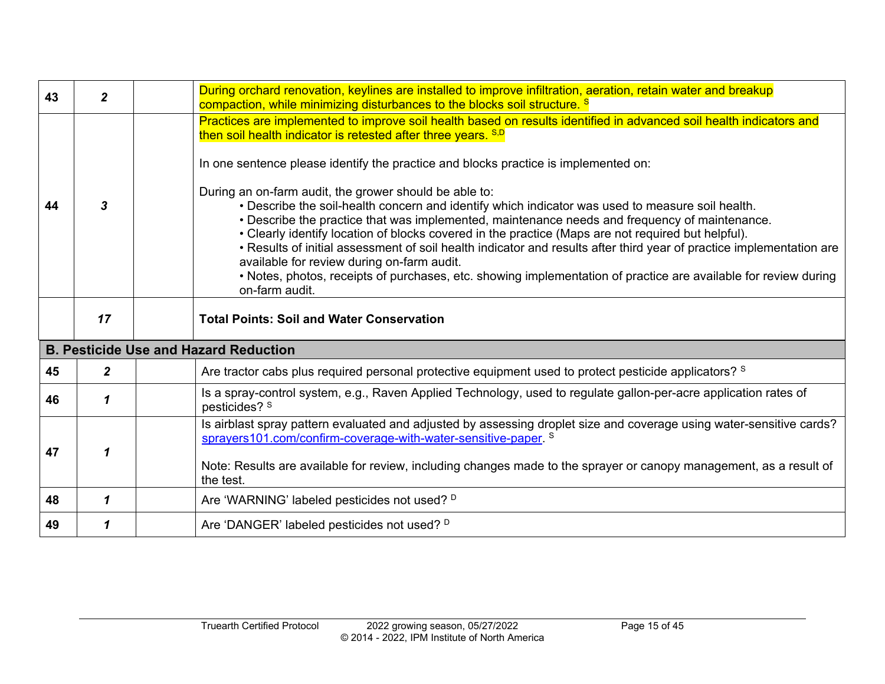| | | | |
|---|---|---|---|
| 43 | *2* | | During orchard renovation, keylines are installed to improve infiltration, aeration, retain water and breakup compaction, while minimizing disturbances to the blocks soil structure. [S] |
| 44 | *3* | | Practices are implemented to improve soil health based on results identified in advanced soil health indicators and then soil health indicator is retested after three years. [S,D]<br><br>In one sentence please identify the practice and blocks practice is implemented on:<br><br>During an on-farm audit, the grower should be able to:<br>• Describe the soil-health concern and identify which indicator was used to measure soil health.<br>• Describe the practice that was implemented, maintenance needs and frequency of maintenance.<br>• Clearly identify location of blocks covered in the practice (Maps are not required but helpful).<br>• Results of initial assessment of soil health indicator and results after third year of practice implementation are available for review during on-farm audit.<br>• Notes, photos, receipts of purchases, etc. showing implementation of practice are available for review during on-farm audit. |
| | *17* | | **Total Points: Soil and Water Conservation** |
| **B. Pesticide Use and Hazard Reduction** | | | |
| 45 | *2* | | Are tractor cabs plus required personal protective equipment used to protect pesticide applicators? [S] |
| 46 | *1* | | Is a spray-control system, e.g., Raven Applied Technology, used to regulate gallon-per-acre application rates of pesticides? [S] |
| 47 | *1* | | Is airblast spray pattern evaluated and adjusted by assessing droplet size and coverage using water-sensitive cards? sprayers101.com/confirm-coverage-with-water-sensitive-paper. [S]<br><br>Note: Results are available for review, including changes made to the sprayer or canopy management, as a result of the test. |
| 48 | *1* | | Are 'WARNING' labeled pesticides not used? [D] |
| 49 | *1* | | Are 'DANGER' labeled pesticides not used? [D] |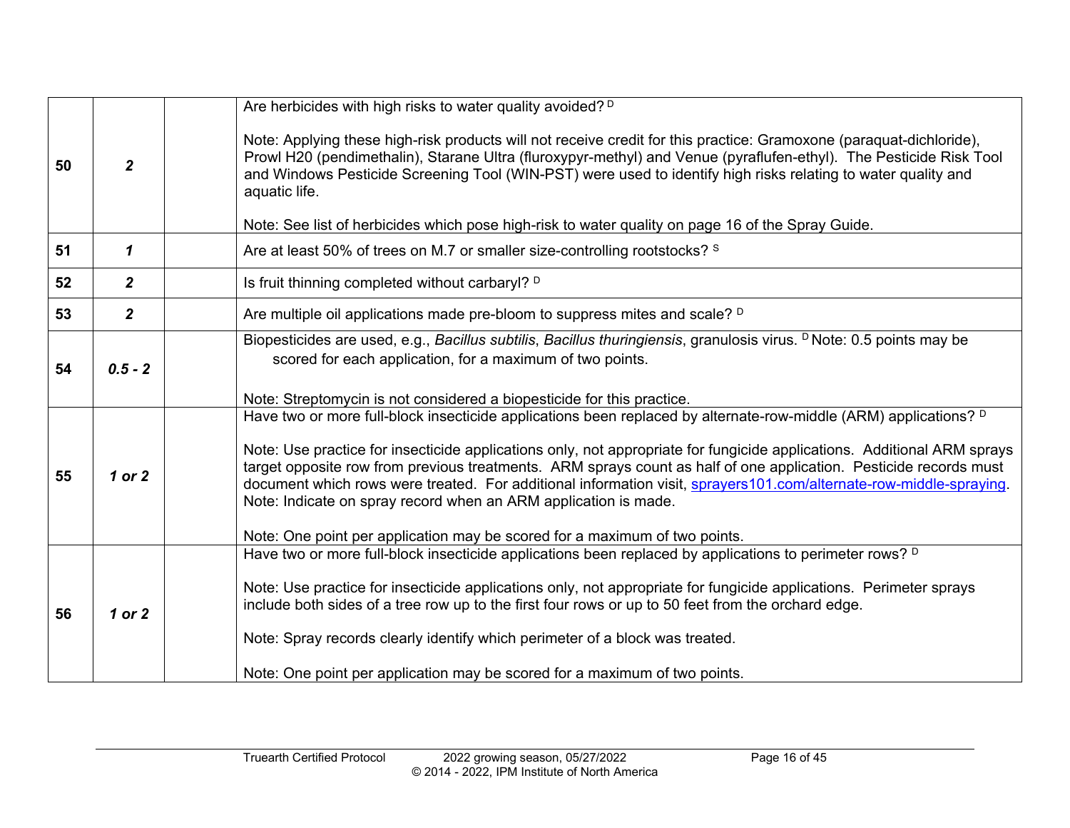| | | | |
|---|---|---|---|
| **50** | ***2*** | | Are herbicides with high risks to water quality avoided? [D]<br><br>Note: Applying these high-risk products will not receive credit for this practice: Gramoxone (paraquat-dichloride), Prowl H20 (pendimethalin), Starane Ultra (fluroxypyr-methyl) and Venue (pyraflufen-ethyl). The Pesticide Risk Tool and Windows Pesticide Screening Tool (WIN-PST) were used to identify high risks relating to water quality and aquatic life.<br><br>Note: See list of herbicides which pose high-risk to water quality on page 16 of the Spray Guide. |
| **51** | ***1*** | | Are at least 50% of trees on M.7 or smaller size-controlling rootstocks? [S] |
| **52** | ***2*** | | Is fruit thinning completed without carbaryl? [D] |
| **53** | ***2*** | | Are multiple oil applications made pre-bloom to suppress mites and scale? [D] |
| **54** | ***0.5 - 2*** | | Biopesticides are used, e.g., *Bacillus subtilis*, *Bacillus thuringiensis*, granulosis virus. [D] Note: 0.5 points may be scored for each application, for a maximum of two points.<br><br>Note: Streptomycin is not considered a biopesticide for this practice. |
| **55** | ***1 or 2*** | | Have two or more full-block insecticide applications been replaced by alternate-row-middle (ARM) applications? [D]<br><br>Note: Use practice for insecticide applications only, not appropriate for fungicide applications. Additional ARM sprays target opposite row from previous treatments. ARM sprays count as half of one application. Pesticide records must document which rows were treated. For additional information visit, [sprayers101.com/alternate-row-middle-spraying](sprayers101.com/alternate-row-middle-spraying). Note: Indicate on spray record when an ARM application is made.<br><br>Note: One point per application may be scored for a maximum of two points. |
| **56** | ***1 or 2*** | | Have two or more full-block insecticide applications been replaced by applications to perimeter rows? [D]<br><br>Note: Use practice for insecticide applications only, not appropriate for fungicide applications. Perimeter sprays include both sides of a tree row up to the first four rows or up to 50 feet from the orchard edge.<br><br>Note: Spray records clearly identify which perimeter of a block was treated.<br><br>Note: One point per application may be scored for a maximum of two points. |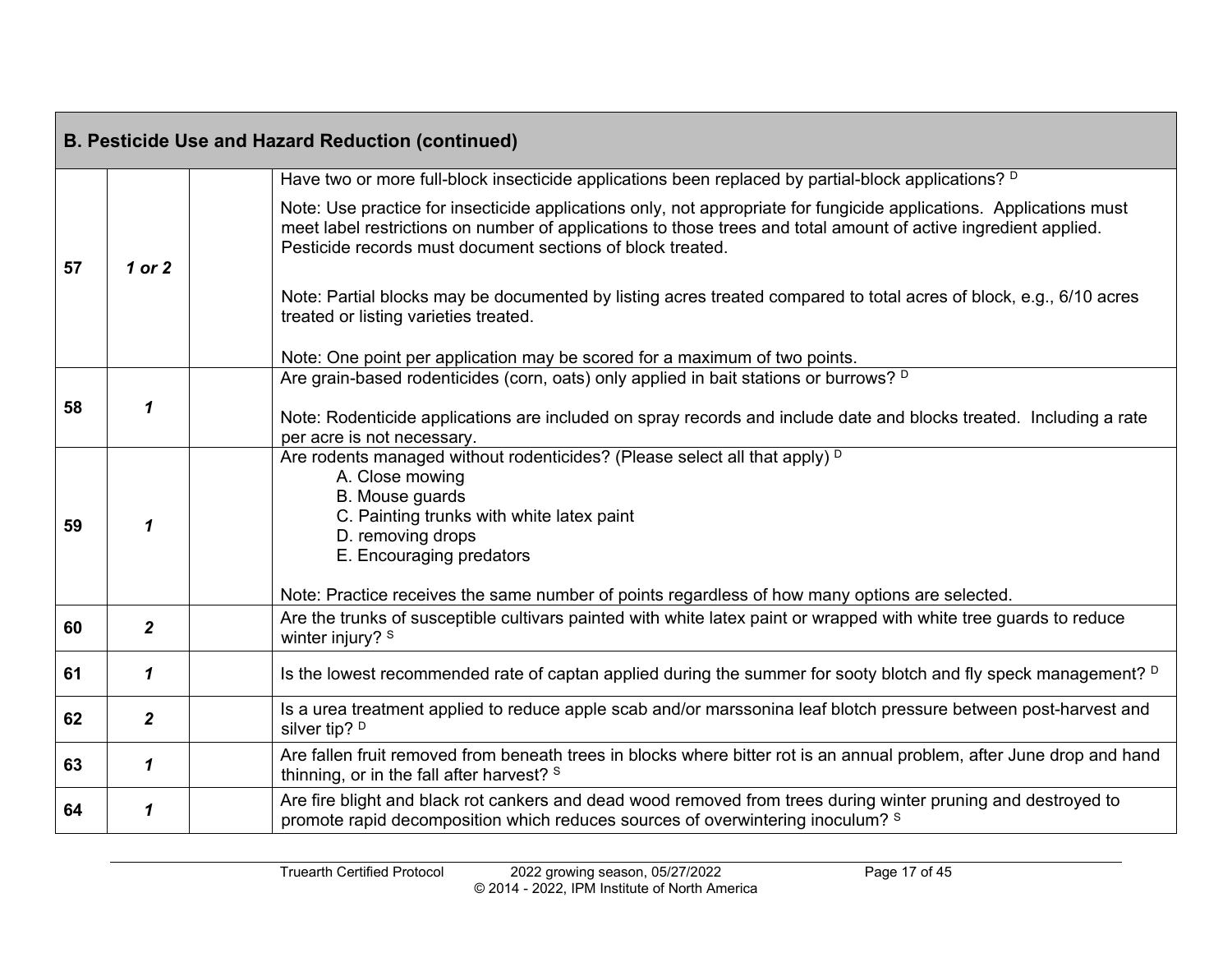| B. Pesticide Use and Hazard Reduction (continued) | | | |
|---|---|---|---|
| 57 | *1 or 2* | | Have two or more full-block insecticide applications been replaced by partial-block applications? [D]<br><br>Note: Use practice for insecticide applications only, not appropriate for fungicide applications. Applications must meet label restrictions on number of applications to those trees and total amount of active ingredient applied. Pesticide records must document sections of block treated.<br><br>Note: Partial blocks may be documented by listing acres treated compared to total acres of block, e.g., 6/10 acres treated or listing varieties treated.<br><br>Note: One point per application may be scored for a maximum of two points. |
| 58 | *1* | | Are grain-based rodenticides (corn, oats) only applied in bait stations or burrows? [D]<br><br>Note: Rodenticide applications are included on spray records and include date and blocks treated. Including a rate per acre is not necessary. |
| 59 | *1* | | Are rodents managed without rodenticides? (Please select all that apply) [D]<br>A. Close mowing<br>B. Mouse guards<br>C. Painting trunks with white latex paint<br>D. removing drops<br>E. Encouraging predators<br><br>Note: Practice receives the same number of points regardless of how many options are selected. |
| 60 | *2* | | Are the trunks of susceptible cultivars painted with white latex paint or wrapped with white tree guards to reduce winter injury? [S] |
| 61 | *1* | | Is the lowest recommended rate of captan applied during the summer for sooty blotch and fly speck management? [D] |
| 62 | *2* | | Is a urea treatment applied to reduce apple scab and/or marssonina leaf blotch pressure between post-harvest and silver tip? [D] |
| 63 | *1* | | Are fallen fruit removed from beneath trees in blocks where bitter rot is an annual problem, after June drop and hand thinning, or in the fall after harvest? [S] |
| 64 | *1* | | Are fire blight and black rot cankers and dead wood removed from trees during winter pruning and destroyed to promote rapid decomposition which reduces sources of overwintering inoculum? [S] |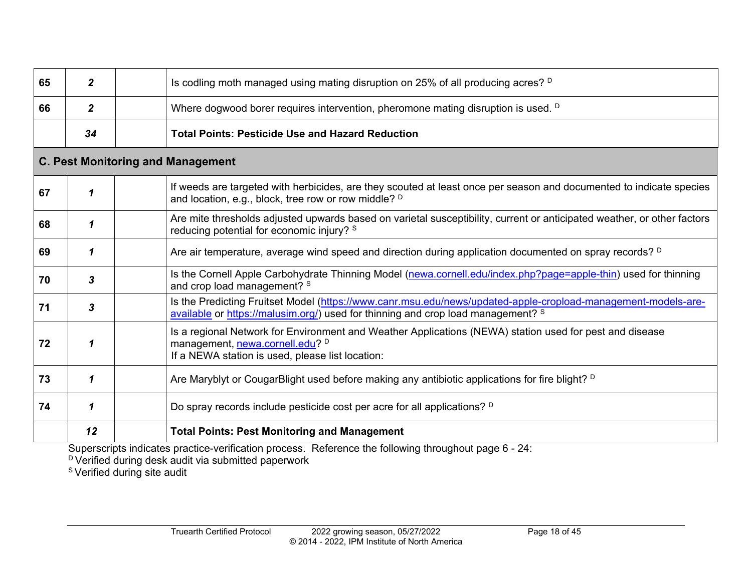| | | | |
|---|---|---|---|
| **65** | ***2*** | | Is codling moth managed using mating disruption on 25% of all producing acres? [D] |
| **66** | ***2*** | | Where dogwood borer requires intervention, pheromone mating disruption is used. [D] |
| | ***34*** | | **Total Points: Pesticide Use and Hazard Reduction** |
| **C. Pest Monitoring and Management** | | | |
| **67** | ***1*** | | If weeds are targeted with herbicides, are they scouted at least once per season and documented to indicate species and location, e.g., block, tree row or row middle? [D] |
| **68** | ***1*** | | Are mite thresholds adjusted upwards based on varietal susceptibility, current or anticipated weather, or other factors reducing potential for economic injury? [S] |
| **69** | ***1*** | | Are air temperature, average wind speed and direction during application documented on spray records? [D] |
| **70** | ***3*** | | Is the Cornell Apple Carbohydrate Thinning Model (newa.cornell.edu/index.php?page=apple-thin) used for thinning and crop load management? [S] |
| **71** | ***3*** | | Is the Predicting Fruitset Model (https://www.canr.msu.edu/news/updated-apple-cropload-management-models-are-available or https://malusim.org/) used for thinning and crop load management? [S] |
| **72** | ***1*** | | Is a regional Network for Environment and Weather Applications (NEWA) station used for pest and disease management, newa.cornell.edu? [D]<br>If a NEWA station is used, please list location: |
| **73** | ***1*** | | Are Maryblyt or CougarBlight used before making any antibiotic applications for fire blight? [D] |
| **74** | ***1*** | | Do spray records include pesticide cost per acre for all applications? [D] |
| | ***12*** | | **Total Points: Pest Monitoring and Management** |

Superscripts indicates practice-verification process. Reference the following throughout page 6 - 24:
[D] Verified during desk audit via submitted paperwork
[S] Verified during site audit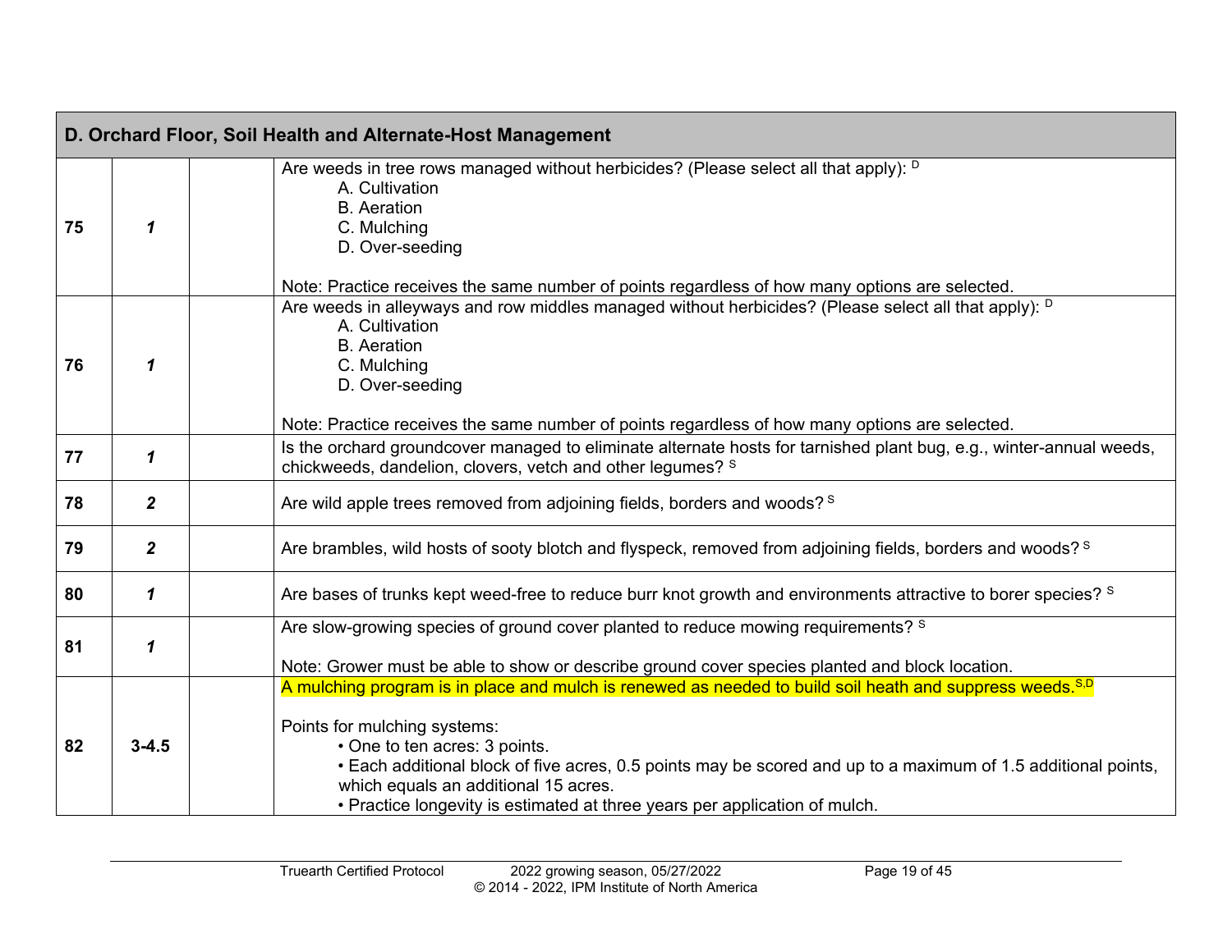| D. Orchard Floor, Soil Health and Alternate-Host Management | | | |
|---|---|---|---|
| 75 | *1* | | Are weeds in tree rows managed without herbicides? (Please select all that apply): [D]<br>A. Cultivation<br>B. Aeration<br>C. Mulching<br>D. Over-seeding<br><br>Note: Practice receives the same number of points regardless of how many options are selected. |
| 76 | *1* | | Are weeds in alleyways and row middles managed without herbicides? (Please select all that apply): [D]<br>A. Cultivation<br>B. Aeration<br>C. Mulching<br>D. Over-seeding<br><br>Note: Practice receives the same number of points regardless of how many options are selected. |
| 77 | *1* | | Is the orchard groundcover managed to eliminate alternate hosts for tarnished plant bug, e.g., winter-annual weeds, chickweeds, dandelion, clovers, vetch and other legumes? [S] |
| 78 | *2* | | Are wild apple trees removed from adjoining fields, borders and woods? [S] |
| 79 | *2* | | Are brambles, wild hosts of sooty blotch and flyspeck, removed from adjoining fields, borders and woods? [S] |
| 80 | *1* | | Are bases of trunks kept weed-free to reduce burr knot growth and environments attractive to borer species? [S] |
| 81 | *1* | | Are slow-growing species of ground cover planted to reduce mowing requirements? [S]<br><br>Note: Grower must be able to show or describe ground cover species planted and block location. |
| 82 | **3-4.5** | | A mulching program is in place and mulch is renewed as needed to build soil heath and suppress weeds.[S,D]<br><br>Points for mulching systems:<br>• One to ten acres: 3 points.<br>• Each additional block of five acres, 0.5 points may be scored and up to a maximum of 1.5 additional points, which equals an additional 15 acres.<br>• Practice longevity is estimated at three years per application of mulch. |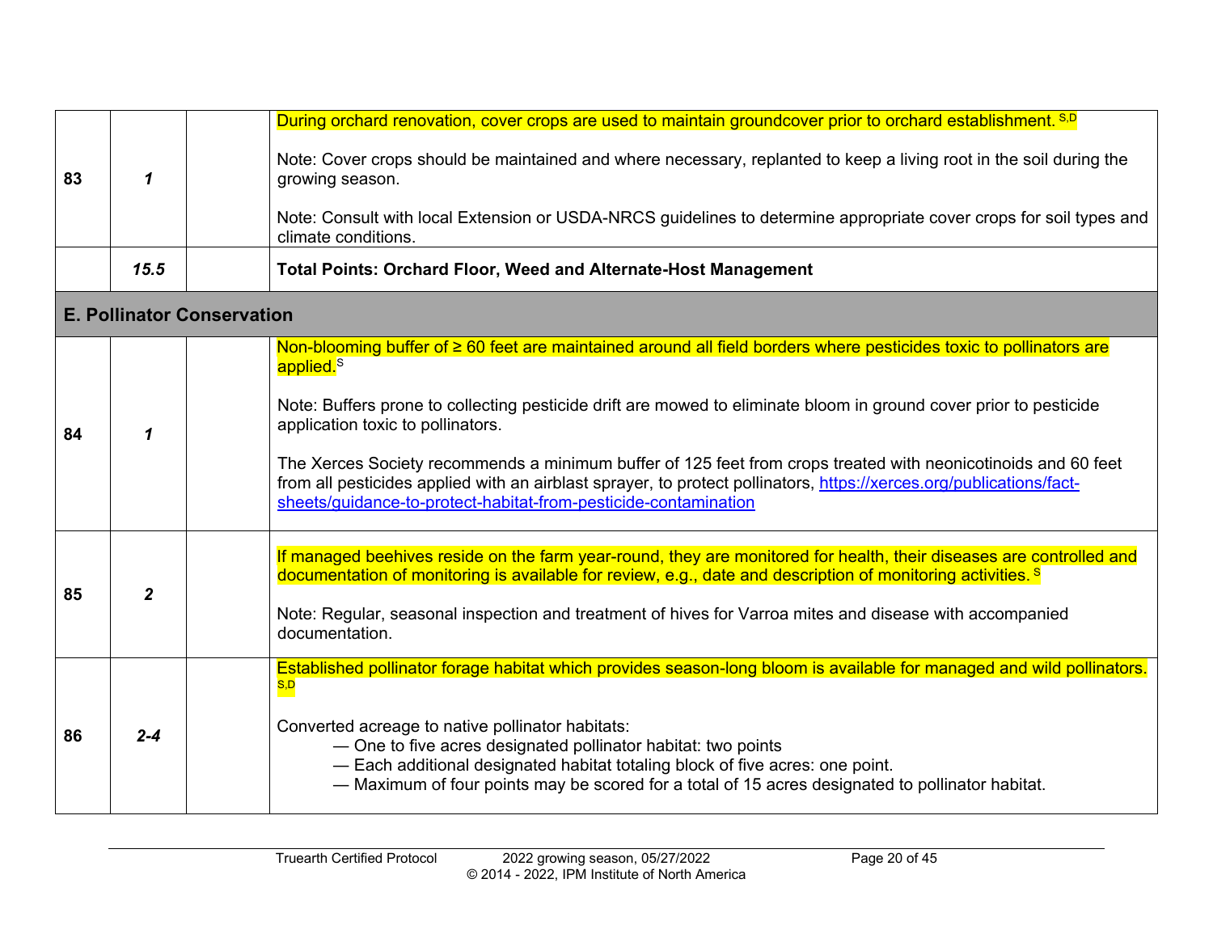| | | | |
|---|---|---|---|
| 83 | *1* | | During orchard renovation, cover crops are used to maintain groundcover prior to orchard establishment. [S,D]<br><br>Note: Cover crops should be maintained and where necessary, replanted to keep a living root in the soil during the growing season.<br><br>Note: Consult with local Extension or USDA-NRCS guidelines to determine appropriate cover crops for soil types and climate conditions. |
| | ***15.5*** | | **Total Points: Orchard Floor, Weed and Alternate-Host Management** |
| **E. Pollinator Conservation** | | | |
| 84 | *1* | | Non-blooming buffer of ≥ 60 feet are maintained around all field borders where pesticides toxic to pollinators are applied.[S]<br><br>Note: Buffers prone to collecting pesticide drift are mowed to eliminate bloom in ground cover prior to pesticide application toxic to pollinators.<br><br>The Xerces Society recommends a minimum buffer of 125 feet from crops treated with neonicotinoids and 60 feet from all pesticides applied with an airblast sprayer, to protect pollinators, https://xerces.org/publications/fact-sheets/guidance-to-protect-habitat-from-pesticide-contamination |
| 85 | *2* | | If managed beehives reside on the farm year-round, they are monitored for health, their diseases are controlled and documentation of monitoring is available for review, e.g., date and description of monitoring activities. [S]<br><br>Note: Regular, seasonal inspection and treatment of hives for Varroa mites and disease with accompanied documentation. |
| 86 | *2-4* | | Established pollinator forage habitat which provides season-long bloom is available for managed and wild pollinators. [S,D]<br><br>Converted acreage to native pollinator habitats:<br>— One to five acres designated pollinator habitat: two points<br>— Each additional designated habitat totaling block of five acres: one point.<br>— Maximum of four points may be scored for a total of 15 acres designated to pollinator habitat. |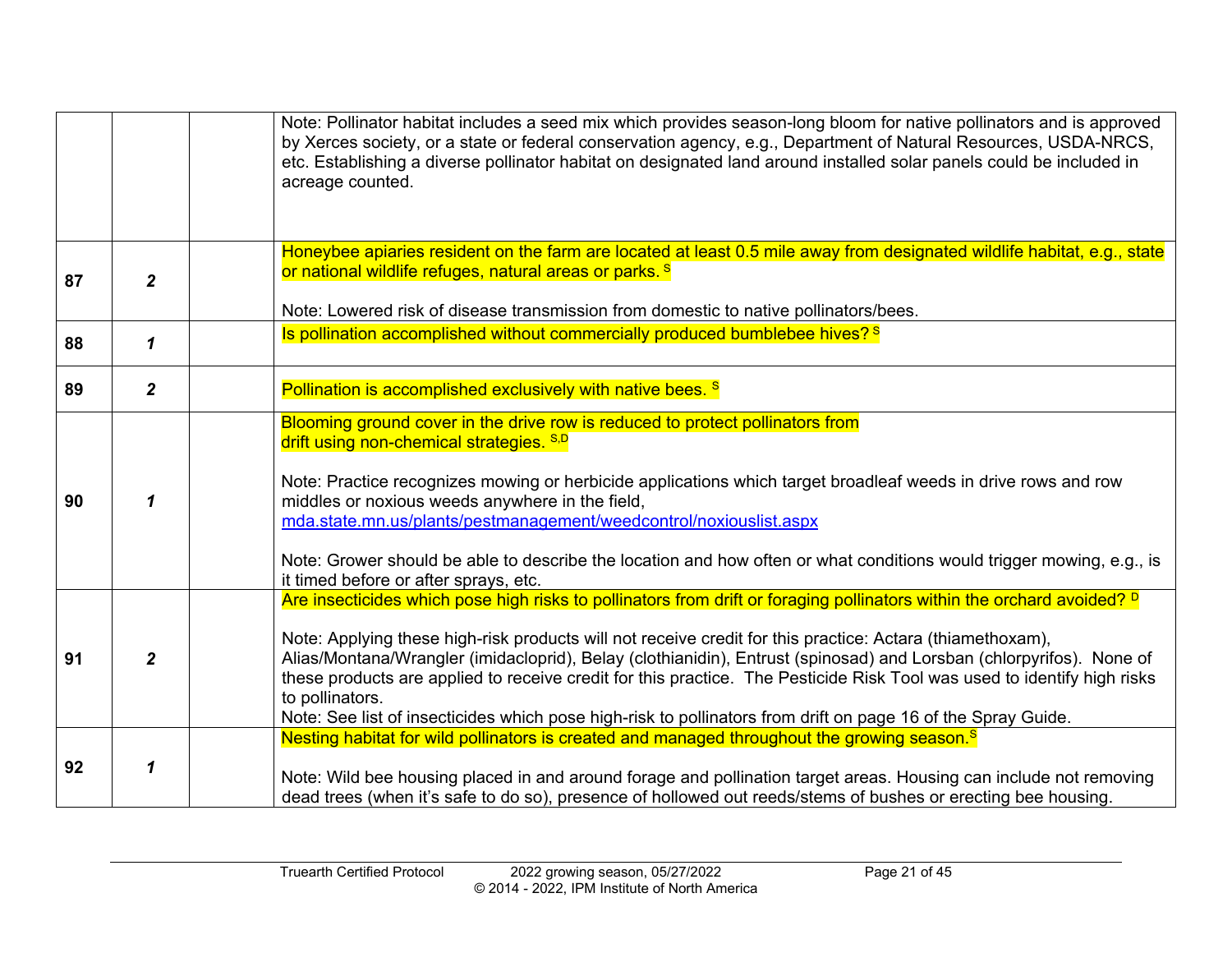| | | | |
|---|---|---|---|
| | | | Note: Pollinator habitat includes a seed mix which provides season-long bloom for native pollinators and is approved by Xerces society, or a state or federal conservation agency, e.g., Department of Natural Resources, USDA-NRCS, etc. Establishing a diverse pollinator habitat on designated land around installed solar panels could be included in acreage counted. |
| **87** | ***2*** | | Honeybee apiaries resident on the farm are located at least 0.5 mile away from designated wildlife habitat, e.g., state or national wildlife refuges, natural areas or parks. [S]<br><br>Note: Lowered risk of disease transmission from domestic to native pollinators/bees. |
| **88** | ***1*** | | Is pollination accomplished without commercially produced bumblebee hives? [S] |
| **89** | ***2*** | | Pollination is accomplished exclusively with native bees. [S] |
| **90** | ***1*** | | Blooming ground cover in the drive row is reduced to protect pollinators from drift using non-chemical strategies. [S,D]<br><br>Note: Practice recognizes mowing or herbicide applications which target broadleaf weeds in drive rows and row middles or noxious weeds anywhere in the field, mda.state.mn.us/plants/pestmanagement/weedcontrol/noxiouslist.aspx<br><br>Note: Grower should be able to describe the location and how often or what conditions would trigger mowing, e.g., is it timed before or after sprays, etc. |
| **91** | ***2*** | | Are insecticides which pose high risks to pollinators from drift or foraging pollinators within the orchard avoided? [D]<br><br>Note: Applying these high-risk products will not receive credit for this practice: Actara (thiamethoxam), Alias/Montana/Wrangler (imidacloprid), Belay (clothianidin), Entrust (spinosad) and Lorsban (chlorpyrifos). None of these products are applied to receive credit for this practice. The Pesticide Risk Tool was used to identify high risks to pollinators.<br>Note: See list of insecticides which pose high-risk to pollinators from drift on page 16 of the Spray Guide. |
| **92** | ***1*** | | Nesting habitat for wild pollinators is created and managed throughout the growing season.[S]<br><br>Note: Wild bee housing placed in and around forage and pollination target areas. Housing can include not removing dead trees (when it's safe to do so), presence of hollowed out reeds/stems of bushes or erecting bee housing. |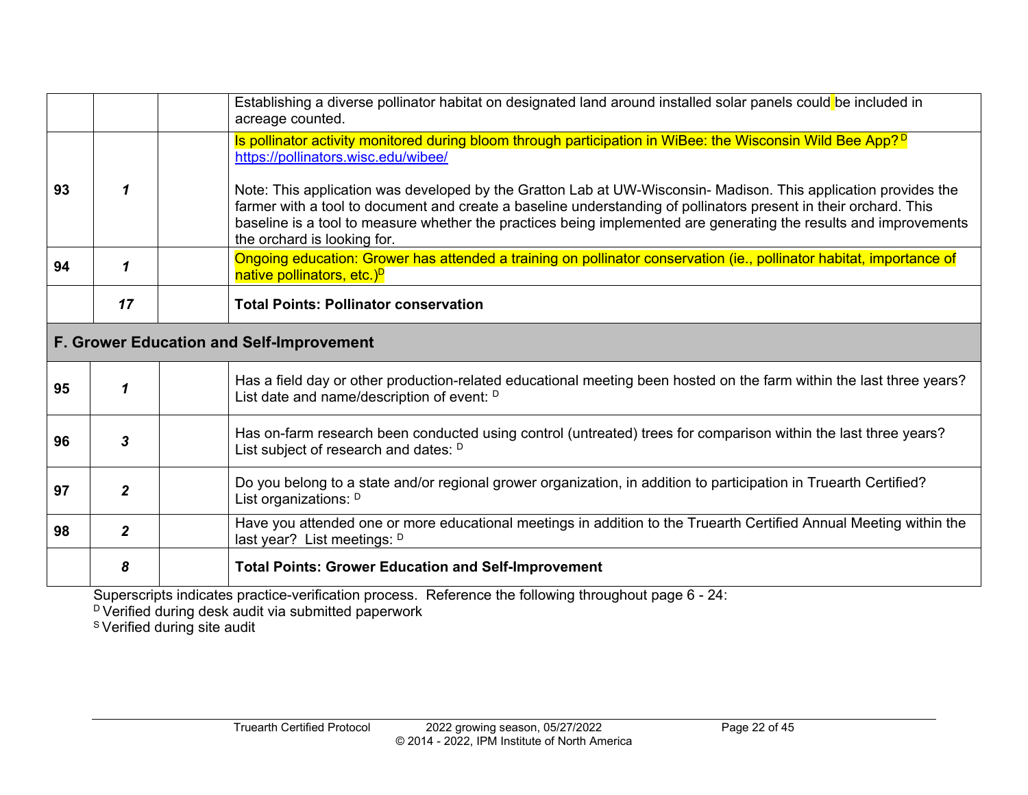| | | | |
|---|---|---|---|
| | | | Establishing a diverse pollinator habitat on designated land around installed solar panels could be included in acreage counted. |
| 93 | *1* | | Is pollinator activity monitored during bloom through participation in WiBee: the Wisconsin Wild Bee App? [D] https://pollinators.wisc.edu/wibee/ <br><br> Note: This application was developed by the Gratton Lab at UW-Wisconsin- Madison. This application provides the farmer with a tool to document and create a baseline understanding of pollinators present in their orchard. This baseline is a tool to measure whether the practices being implemented are generating the results and improvements the orchard is looking for. |
| 94 | *1* | | Ongoing education: Grower has attended a training on pollinator conservation (ie., pollinator habitat, importance of native pollinators, etc.)[D] |
| | ***17*** | | **Total Points: Pollinator conservation** |
| **F. Grower Education and Self-Improvement** | | | |
| 95 | *1* | | Has a field day or other production-related educational meeting been hosted on the farm within the last three years? List date and name/description of event: [D] |
| 96 | *3* | | Has on-farm research been conducted using control (untreated) trees for comparison within the last three years? List subject of research and dates: [D] |
| 97 | *2* | | Do you belong to a state and/or regional grower organization, in addition to participation in Truearth Certified? List organizations: [D] |
| 98 | *2* | | Have you attended one or more educational meetings in addition to the Truearth Certified Annual Meeting within the last year? List meetings: [D] |
| | ***8*** | | **Total Points: Grower Education and Self-Improvement** |

Superscripts indicates practice-verification process. Reference the following throughout page 6 - 24:
[D] Verified during desk audit via submitted paperwork
[S] Verified during site audit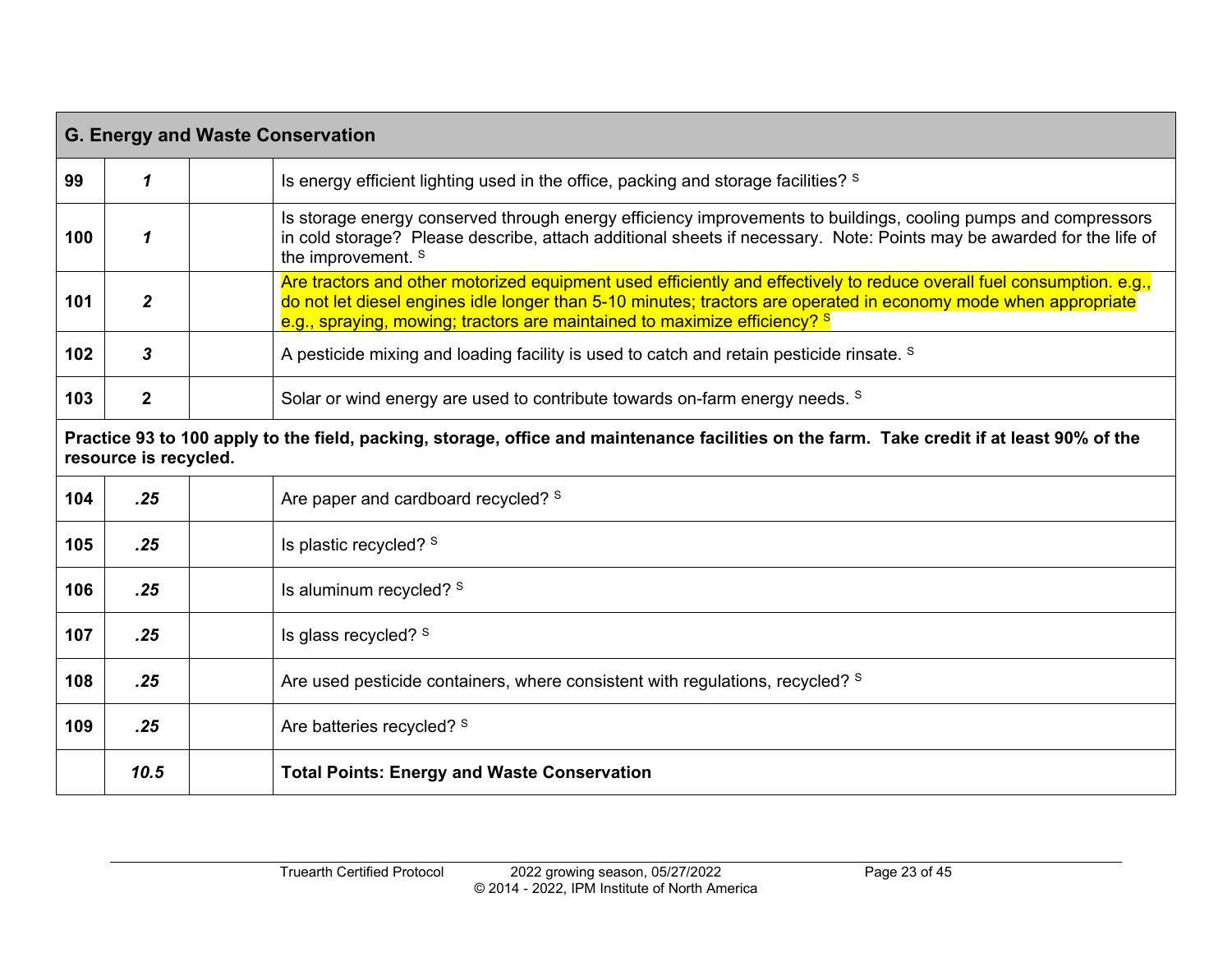| G. Energy and Waste Conservation | | | |
|---|---|---|---|
| 99 | *1* | | Is energy efficient lighting used in the office, packing and storage facilities? S |
| 100 | *1* | | Is storage energy conserved through energy efficiency improvements to buildings, cooling pumps and compressors in cold storage? Please describe, attach additional sheets if necessary. Note: Points may be awarded for the life of the improvement. S |
| 101 | *2* | | Are tractors and other motorized equipment used efficiently and effectively to reduce overall fuel consumption. e.g., do not let diesel engines idle longer than 5-10 minutes; tractors are operated in economy mode when appropriate e.g., spraying, mowing; tractors are maintained to maximize efficiency? S |
| 102 | *3* | | A pesticide mixing and loading facility is used to catch and retain pesticide rinsate. S |
| 103 | 2 | | Solar or wind energy are used to contribute towards on-farm energy needs. S |
| **Practice 93 to 100 apply to the field, packing, storage, office and maintenance facilities on the farm. Take credit if at least 90% of the resource is recycled.** | | | |
| 104 | *.25* | | Are paper and cardboard recycled? S |
| 105 | *.25* | | Is plastic recycled? S |
| 106 | *.25* | | Is aluminum recycled? S |
| 107 | *.25* | | Is glass recycled? S |
| 108 | *.25* | | Are used pesticide containers, where consistent with regulations, recycled? S |
| 109 | *.25* | | Are batteries recycled? S |
| | ***10.5*** | | **Total Points: Energy and Waste Conservation** |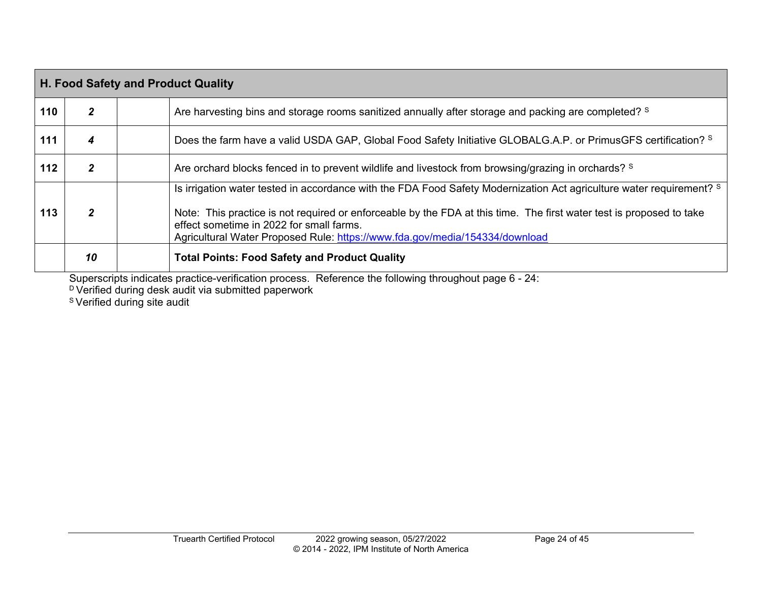| H. Food Safety and Product Quality | | | |
|---|---|---|---|
| 110 | *2* | | Are harvesting bins and storage rooms sanitized annually after storage and packing are completed? [S] |
| 111 | *4* | | Does the farm have a valid USDA GAP, Global Food Safety Initiative GLOBALG.A.P. or PrimusGFS certification? [S] |
| 112 | *2* | | Are orchard blocks fenced in to prevent wildlife and livestock from browsing/grazing in orchards? [S] |
| 113 | *2* | | Is irrigation water tested in accordance with the FDA Food Safety Modernization Act agriculture water requirement? [S]<br><br>Note: This practice is not required or enforceable by the FDA at this time. The first water test is proposed to take effect sometime in 2022 for small farms.<br>Agricultural Water Proposed Rule: https://www.fda.gov/media/154334/download |
| | ***10*** | | **Total Points: Food Safety and Product Quality** |

Superscripts indicates practice-verification process. Reference the following throughout page 6 - 24:
[D] Verified during desk audit via submitted paperwork
[S] Verified during site audit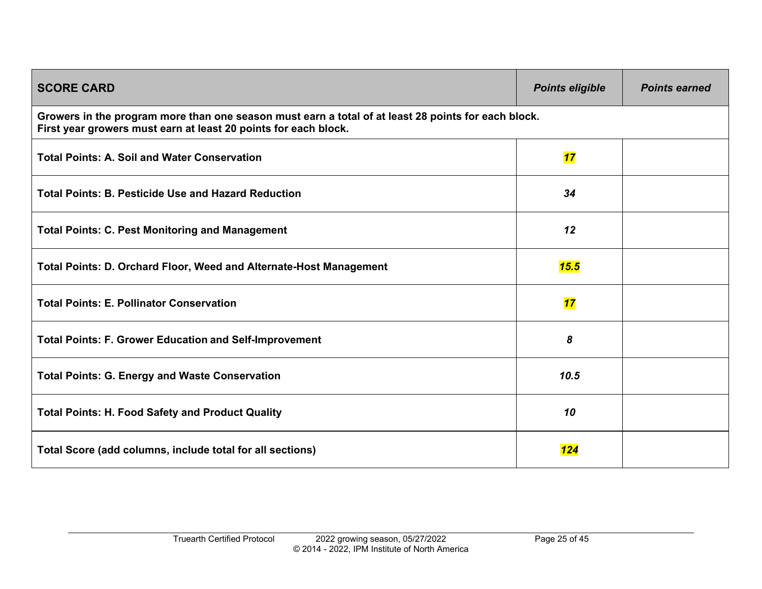| SCORE CARD | *Points eligible* | *Points earned* |
|---|---|---|
| **Growers in the program more than one season must earn a total of at least 28 points for each block. First year growers must earn at least 20 points for each block.** | | |
| **Total Points: A. Soil and Water Conservation** | ***17*** | |
| **Total Points: B. Pesticide Use and Hazard Reduction** | ***34*** | |
| **Total Points: C. Pest Monitoring and Management** | ***12*** | |
| **Total Points: D. Orchard Floor, Weed and Alternate-Host Management** | ***15.5*** | |
| **Total Points: E. Pollinator Conservation** | ***17*** | |
| **Total Points: F. Grower Education and Self-Improvement** | ***8*** | |
| **Total Points: G. Energy and Waste Conservation** | ***10.5*** | |
| **Total Points: H. Food Safety and Product Quality** | ***10*** | |
| **Total Score (add columns, include total for all sections)** | ***124*** | |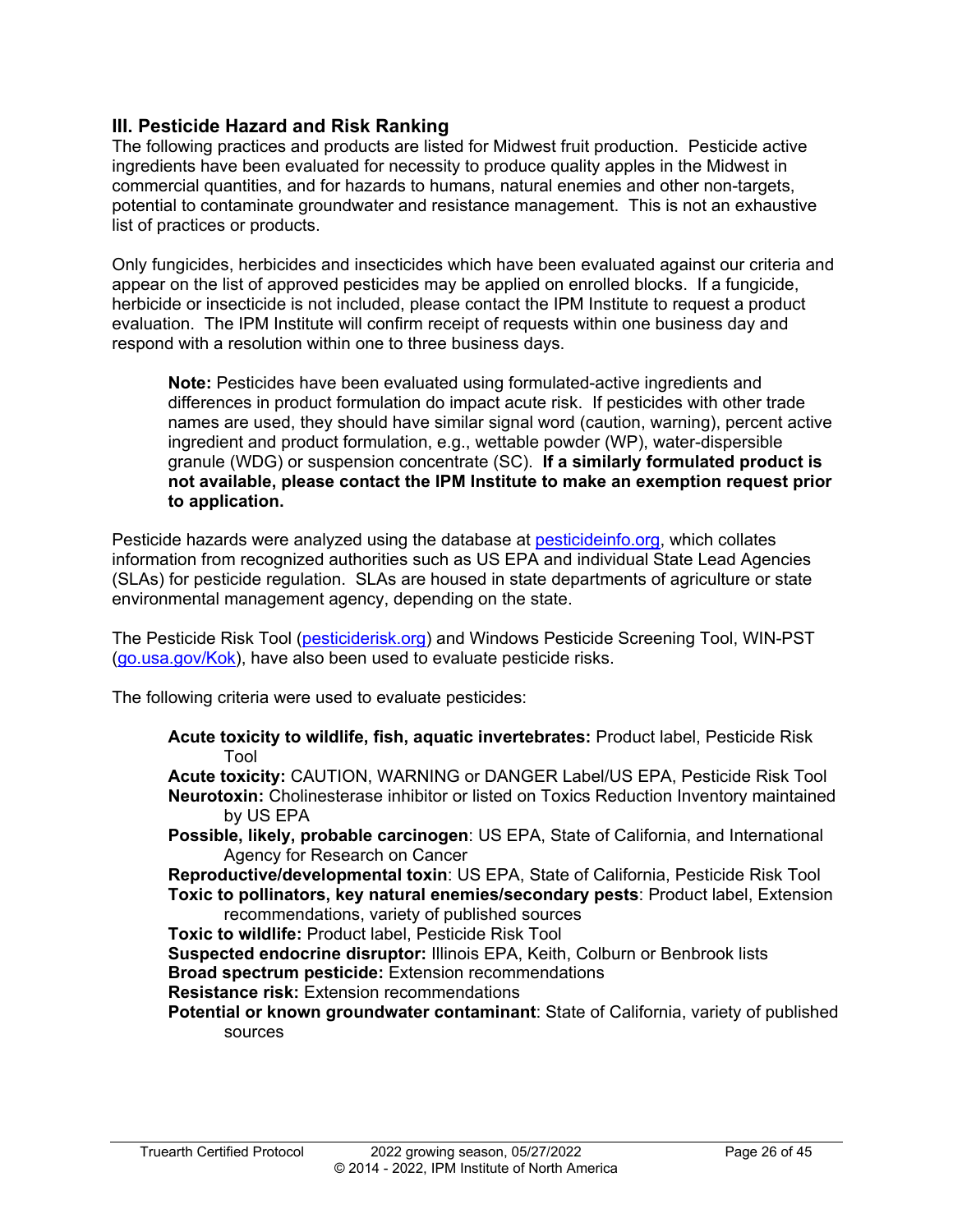## III. Pesticide Hazard and Risk Ranking

The following practices and products are listed for Midwest fruit production. Pesticide active ingredients have been evaluated for necessity to produce quality apples in the Midwest in commercial quantities, and for hazards to humans, natural enemies and other non-targets, potential to contaminate groundwater and resistance management. This is not an exhaustive list of practices or products.

Only fungicides, herbicides and insecticides which have been evaluated against our criteria and appear on the list of approved pesticides may be applied on enrolled blocks. If a fungicide, herbicide or insecticide is not included, please contact the IPM Institute to request a product evaluation. The IPM Institute will confirm receipt of requests within one business day and respond with a resolution within one to three business days.

> **Note:** Pesticides have been evaluated using formulated-active ingredients and differences in product formulation do impact acute risk. If pesticides with other trade names are used, they should have similar signal word (caution, warning), percent active ingredient and product formulation, e.g., wettable powder (WP), water-dispersible granule (WDG) or suspension concentrate (SC). **If a similarly formulated product is not available, please contact the IPM Institute to make an exemption request prior to application.**

Pesticide hazards were analyzed using the database at [pesticideinfo.org](pesticideinfo.org), which collates information from recognized authorities such as US EPA and individual State Lead Agencies (SLAs) for pesticide regulation. SLAs are housed in state departments of agriculture or state environmental management agency, depending on the state.

The Pesticide Risk Tool ([pesticiderisk.org](pesticiderisk.org)) and Windows Pesticide Screening Tool, WIN-PST ([go.usa.gov/Kok](go.usa.gov/Kok)), have also been used to evaluate pesticide risks.

The following criteria were used to evaluate pesticides:

- **Acute toxicity to wildlife, fish, aquatic invertebrates:** Product label, Pesticide Risk Tool
- **Acute toxicity:** CAUTION, WARNING or DANGER Label/US EPA, Pesticide Risk Tool
- **Neurotoxin:** Cholinesterase inhibitor or listed on Toxics Reduction Inventory maintained by US EPA
- **Possible, likely, probable carcinogen**: US EPA, State of California, and International Agency for Research on Cancer
- **Reproductive/developmental toxin**: US EPA, State of California, Pesticide Risk Tool
- **Toxic to pollinators, key natural enemies/secondary pests**: Product label, Extension recommendations, variety of published sources
- **Toxic to wildlife:** Product label, Pesticide Risk Tool
- **Suspected endocrine disruptor:** Illinois EPA, Keith, Colburn or Benbrook lists
- **Broad spectrum pesticide:** Extension recommendations
- **Resistance risk:** Extension recommendations
- **Potential or known groundwater contaminant**: State of California, variety of published sources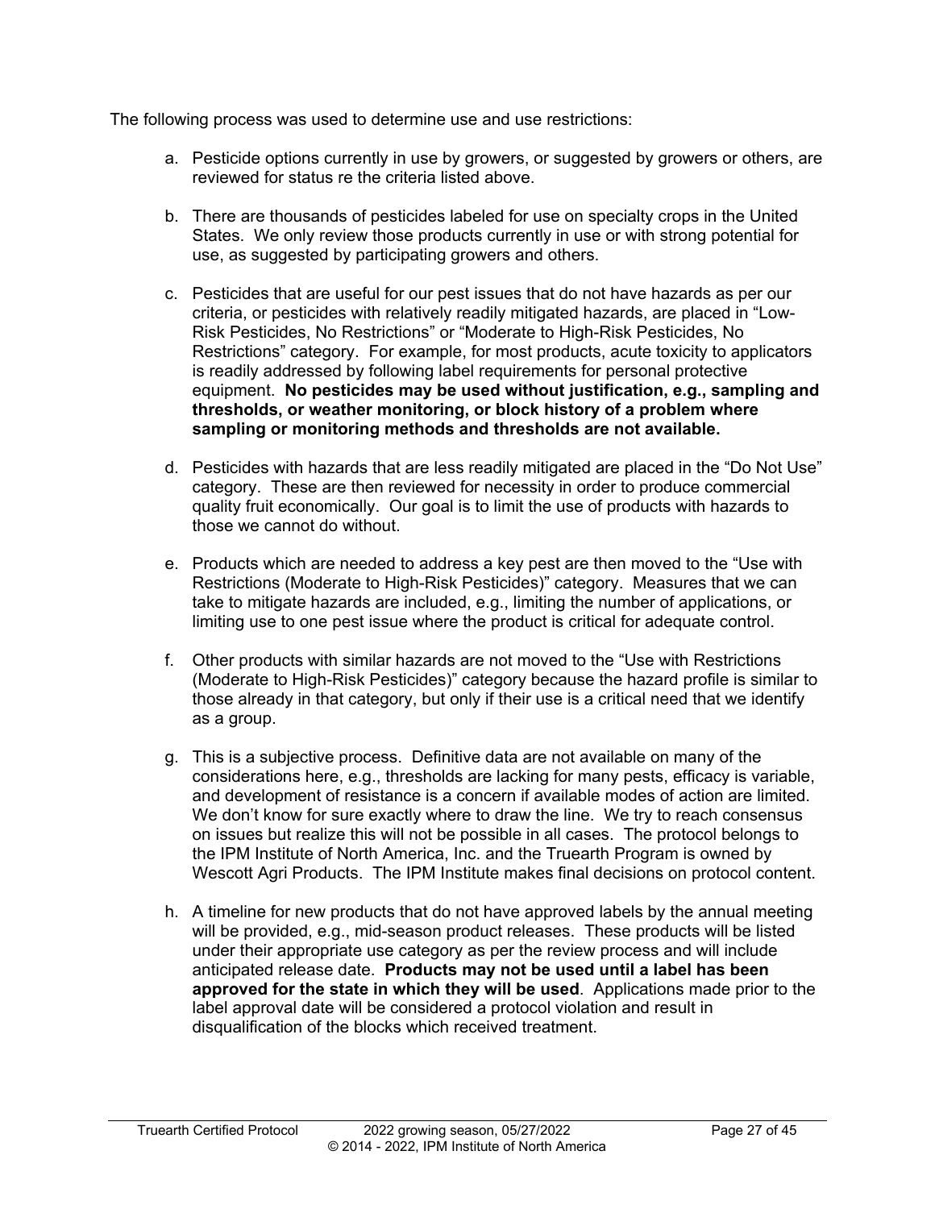The following process was used to determine use and use restrictions:

a. Pesticide options currently in use by growers, or suggested by growers or others, are reviewed for status re the criteria listed above.

b. There are thousands of pesticides labeled for use on specialty crops in the United States. We only review those products currently in use or with strong potential for use, as suggested by participating growers and others.

c. Pesticides that are useful for our pest issues that do not have hazards as per our criteria, or pesticides with relatively readily mitigated hazards, are placed in "Low-Risk Pesticides, No Restrictions" or "Moderate to High-Risk Pesticides, No Restrictions" category. For example, for most products, acute toxicity to applicators is readily addressed by following label requirements for personal protective equipment. **No pesticides may be used without justification, e.g., sampling and thresholds, or weather monitoring, or block history of a problem where sampling or monitoring methods and thresholds are not available.**

d. Pesticides with hazards that are less readily mitigated are placed in the "Do Not Use" category. These are then reviewed for necessity in order to produce commercial quality fruit economically. Our goal is to limit the use of products with hazards to those we cannot do without.

e. Products which are needed to address a key pest are then moved to the "Use with Restrictions (Moderate to High-Risk Pesticides)" category. Measures that we can take to mitigate hazards are included, e.g., limiting the number of applications, or limiting use to one pest issue where the product is critical for adequate control.

f. Other products with similar hazards are not moved to the "Use with Restrictions (Moderate to High-Risk Pesticides)" category because the hazard profile is similar to those already in that category, but only if their use is a critical need that we identify as a group.

g. This is a subjective process. Definitive data are not available on many of the considerations here, e.g., thresholds are lacking for many pests, efficacy is variable, and development of resistance is a concern if available modes of action are limited. We don't know for sure exactly where to draw the line. We try to reach consensus on issues but realize this will not be possible in all cases. The protocol belongs to the IPM Institute of North America, Inc. and the Truearth Program is owned by Wescott Agri Products. The IPM Institute makes final decisions on protocol content.

h. A timeline for new products that do not have approved labels by the annual meeting will be provided, e.g., mid-season product releases. These products will be listed under their appropriate use category as per the review process and will include anticipated release date. **Products may not be used until a label has been approved for the state in which they will be used**. Applications made prior to the label approval date will be considered a protocol violation and result in disqualification of the blocks which received treatment.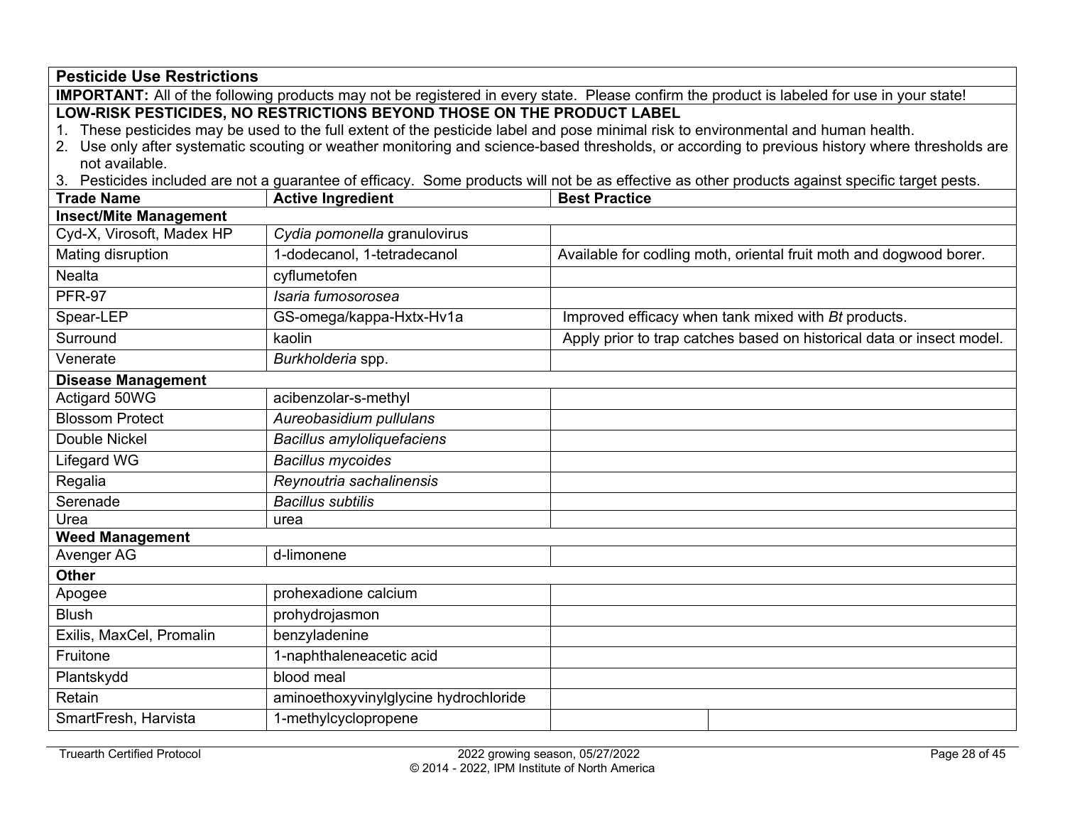## Pesticide Use Restrictions

**IMPORTANT:** All of the following products may not be registered in every state. Please confirm the product is labeled for use in your state!

**LOW-RISK PESTICIDES, NO RESTRICTIONS BEYOND THOSE ON THE PRODUCT LABEL**

1. These pesticides may be used to the full extent of the pesticide label and pose minimal risk to environmental and human health.
2. Use only after systematic scouting or weather monitoring and science-based thresholds, or according to previous history where thresholds are not available.
3. Pesticides included are not a guarantee of efficacy. Some products will not be as effective as other products against specific target pests.

| Trade Name | Active Ingredient | Best Practice |
|---|---|---|
| **Insect/Mite Management** | | |
| Cyd-X, Virosoft, Madex HP | *Cydia pomonella* granulovirus | |
| Mating disruption | 1-dodecanol, 1-tetradecanol | Available for codling moth, oriental fruit moth and dogwood borer. |
| Nealta | cyflumetofen | |
| PFR-97 | *Isaria fumosorosea* | |
| Spear-LEP | GS-omega/kappa-Hxtx-Hv1a | Improved efficacy when tank mixed with *Bt* products. |
| Surround | kaolin | Apply prior to trap catches based on historical data or insect model. |
| Venerate | *Burkholderia* spp. | |
| **Disease Management** | | |
| Actigard 50WG | acibenzolar-s-methyl | |
| Blossom Protect | *Aureobasidium pullulans* | |
| Double Nickel | *Bacillus amyloliquefaciens* | |
| Lifegard WG | *Bacillus mycoides* | |
| Regalia | *Reynoutria sachalinensis* | |
| Serenade | *Bacillus subtilis* | |
| Urea | urea | |
| **Weed Management** | | |
| Avenger AG | d-limonene | |
| **Other** | | |
| Apogee | prohexadione calcium | |
| Blush | prohydrojasmon | |
| Exilis, MaxCel, Promalin | benzyladenine | |
| Fruitone | 1-naphthaleneacetic acid | |
| Plantskydd | blood meal | |
| Retain | aminoethoxyvinylglycine hydrochloride | |
| SmartFresh, Harvista | 1-methylcyclopropene | |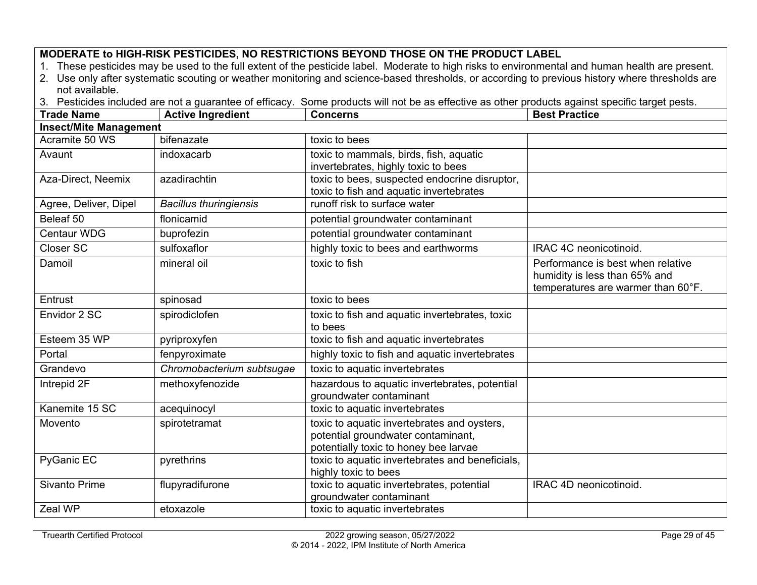| **MODERATE to HIGH-RISK PESTICIDES, NO RESTRICTIONS BEYOND THOSE ON THE PRODUCT LABEL** | | | |
|---|---|---|---|
| 1. These pesticides may be used to the full extent of the pesticide label. Moderate to high risks to environmental and human health are present.<br>2. Use only after systematic scouting or weather monitoring and science-based thresholds, or according to previous history where thresholds are not available.<br>3. Pesticides included are not a guarantee of efficacy. Some products will not be as effective as other products against specific target pests. | | | |
| **Trade Name** | **Active Ingredient** | **Concerns** | **Best Practice** |
| **Insect/Mite Management** | | | |
| Acramite 50 WS | bifenazate | toxic to bees | |
| Avaunt | indoxacarb | toxic to mammals, birds, fish, aquatic invertebrates, highly toxic to bees | |
| Aza-Direct, Neemix | azadirachtin | toxic to bees, suspected endocrine disruptor, toxic to fish and aquatic invertebrates | |
| Agree, Deliver, Dipel | *Bacillus thuringiensis* | runoff risk to surface water | |
| Beleaf 50 | flonicamid | potential groundwater contaminant | |
| Centaur WDG | buprofezin | potential groundwater contaminant | |
| Closer SC | sulfoxaflor | highly toxic to bees and earthworms | IRAC 4C neonicotinoid. |
| Damoil | mineral oil | toxic to fish | Performance is best when relative humidity is less than 65% and temperatures are warmer than 60°F. |
| Entrust | spinosad | toxic to bees | |
| Envidor 2 SC | spirodiclofen | toxic to fish and aquatic invertebrates, toxic to bees | |
| Esteem 35 WP | pyriproxyfen | toxic to fish and aquatic invertebrates | |
| Portal | fenpyroximate | highly toxic to fish and aquatic invertebrates | |
| Grandevo | *Chromobacterium subtsugae* | toxic to aquatic invertebrates | |
| Intrepid 2F | methoxyfenozide | hazardous to aquatic invertebrates, potential groundwater contaminant | |
| Kanemite 15 SC | acequinocyl | toxic to aquatic invertebrates | |
| Movento | spirotetramat | toxic to aquatic invertebrates and oysters, potential groundwater contaminant, potentially toxic to honey bee larvae | |
| PyGanic EC | pyrethrins | toxic to aquatic invertebrates and beneficials, highly toxic to bees | |
| Sivanto Prime | flupyradifurone | toxic to aquatic invertebrates, potential groundwater contaminant | IRAC 4D neonicotinoid. |
| Zeal WP | etoxazole | toxic to aquatic invertebrates | |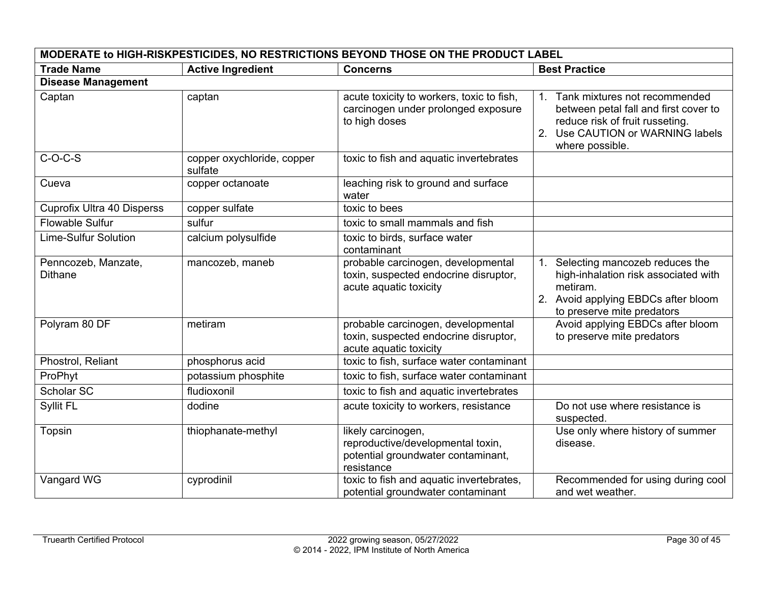| MODERATE to HIGH-RISKPESTICIDES, NO RESTRICTIONS BEYOND THOSE ON THE PRODUCT LABEL | | | |
|---|---|---|---|
| **Trade Name** | **Active Ingredient** | **Concerns** | **Best Practice** |
| **Disease Management** | | | |
| Captan | captan | acute toxicity to workers, toxic to fish, carcinogen under prolonged exposure to high doses | 1. Tank mixtures not recommended between petal fall and first cover to reduce risk of fruit russeting.<br>2. Use CAUTION or WARNING labels where possible. |
| C-O-C-S | copper oxychloride, copper sulfate | toxic to fish and aquatic invertebrates | |
| Cueva | copper octanoate | leaching risk to ground and surface water | |
| Cuprofix Ultra 40 Disperss | copper sulfate | toxic to bees | |
| Flowable Sulfur | sulfur | toxic to small mammals and fish | |
| Lime-Sulfur Solution | calcium polysulfide | toxic to birds, surface water contaminant | |
| Penncozeb, Manzate, Dithane | mancozeb, maneb | probable carcinogen, developmental toxin, suspected endocrine disruptor, acute aquatic toxicity | 1. Selecting mancozeb reduces the high-inhalation risk associated with metiram.<br>2. Avoid applying EBDCs after bloom to preserve mite predators |
| Polyram 80 DF | metiram | probable carcinogen, developmental toxin, suspected endocrine disruptor, acute aquatic toxicity | Avoid applying EBDCs after bloom to preserve mite predators |
| Phostrol, Reliant | phosphorus acid | toxic to fish, surface water contaminant | |
| ProPhyt | potassium phosphite | toxic to fish, surface water contaminant | |
| Scholar SC | fludioxonil | toxic to fish and aquatic invertebrates | |
| Syllit FL | dodine | acute toxicity to workers, resistance | Do not use where resistance is suspected. |
| Topsin | thiophanate-methyl | likely carcinogen, reproductive/developmental toxin, potential groundwater contaminant, resistance | Use only where history of summer disease. |
| Vangard WG | cyprodinil | toxic to fish and aquatic invertebrates, potential groundwater contaminant | Recommended for using during cool and wet weather. |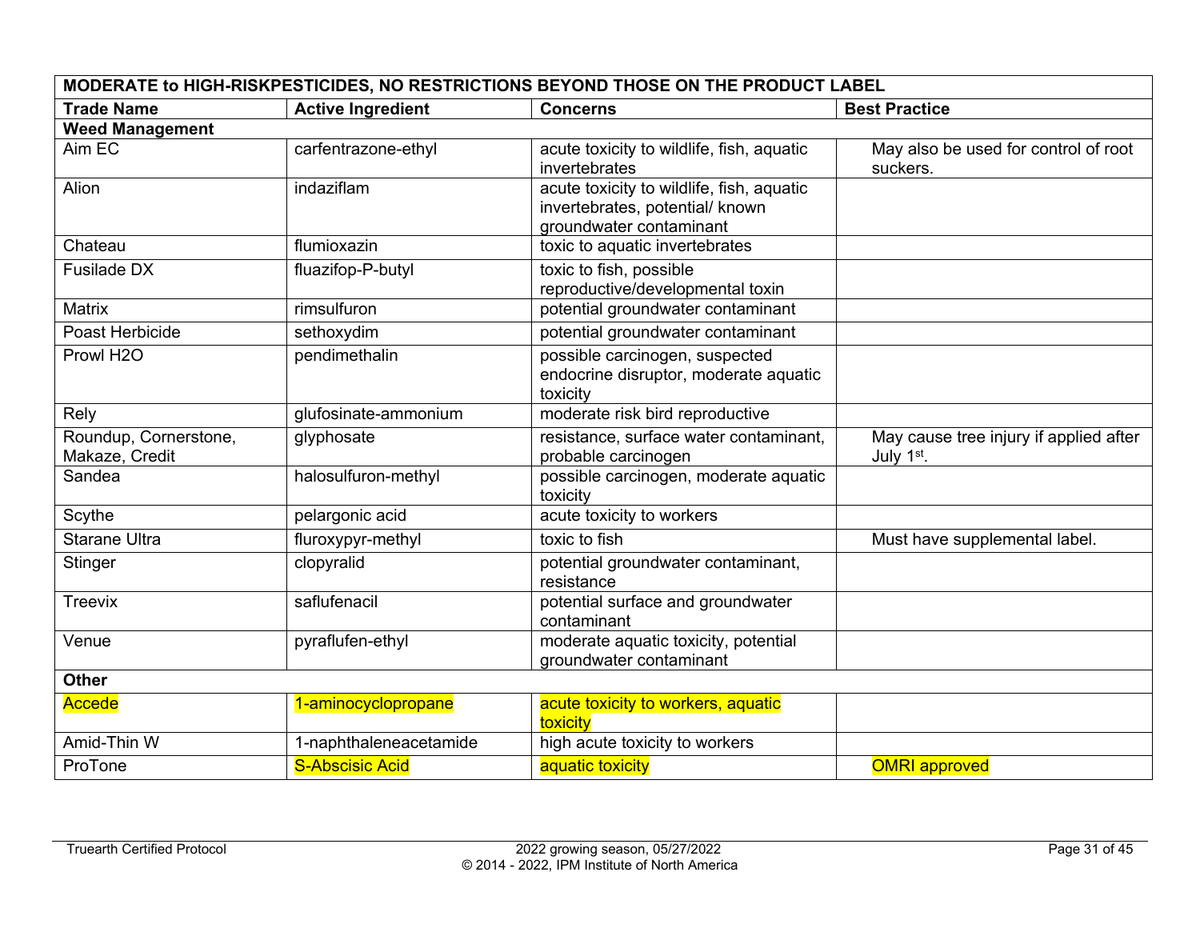| MODERATE to HIGH-RISKPESTICIDES, NO RESTRICTIONS BEYOND THOSE ON THE PRODUCT LABEL | | | |
|---|---|---|---|
| **Trade Name** | **Active Ingredient** | **Concerns** | **Best Practice** |
| **Weed Management** | | | |
| Aim EC | carfentrazone-ethyl | acute toxicity to wildlife, fish, aquatic invertebrates | May also be used for control of root suckers. |
| Alion | indaziflam | acute toxicity to wildlife, fish, aquatic invertebrates, potential/ known groundwater contaminant | |
| Chateau | flumioxazin | toxic to aquatic invertebrates | |
| Fusilade DX | fluazifop-P-butyl | toxic to fish, possible reproductive/developmental toxin | |
| Matrix | rimsulfuron | potential groundwater contaminant | |
| Poast Herbicide | sethoxydim | potential groundwater contaminant | |
| Prowl H2O | pendimethalin | possible carcinogen, suspected endocrine disruptor, moderate aquatic toxicity | |
| Rely | glufosinate-ammonium | moderate risk bird reproductive | |
| Roundup, Cornerstone, Makaze, Credit | glyphosate | resistance, surface water contaminant, probable carcinogen | May cause tree injury if applied after July 1st. |
| Sandea | halosulfuron-methyl | possible carcinogen, moderate aquatic toxicity | |
| Scythe | pelargonic acid | acute toxicity to workers | |
| Starane Ultra | fluroxypyr-methyl | toxic to fish | Must have supplemental label. |
| Stinger | clopyralid | potential groundwater contaminant, resistance | |
| Treevix | saflufenacil | potential surface and groundwater contaminant | |
| Venue | pyraflufen-ethyl | moderate aquatic toxicity, potential groundwater contaminant | |
| **Other** | | | |
| Accede | 1-aminocyclopropane | acute toxicity to workers, aquatic toxicity | |
| Amid-Thin W | 1-naphthaleneacetamide | high acute toxicity to workers | |
| ProTone | S-Abscisic Acid | aquatic toxicity | OMRI approved |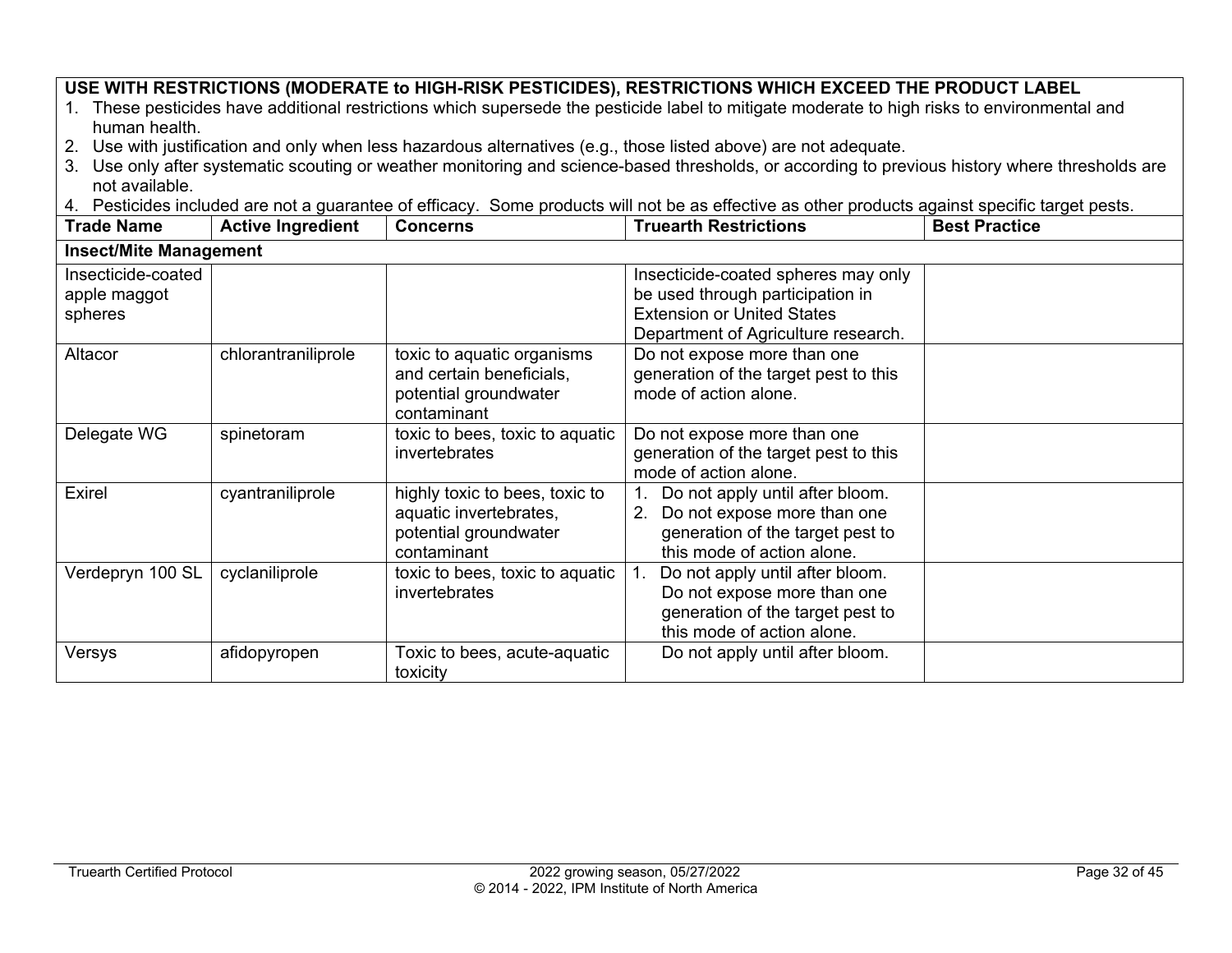**USE WITH RESTRICTIONS (MODERATE to HIGH-RISK PESTICIDES), RESTRICTIONS WHICH EXCEED THE PRODUCT LABEL**

1. These pesticides have additional restrictions which supersede the pesticide label to mitigate moderate to high risks to environmental and human health.
2. Use with justification and only when less hazardous alternatives (e.g., those listed above) are not adequate.
3. Use only after systematic scouting or weather monitoring and science-based thresholds, or according to previous history where thresholds are not available.
4. Pesticides included are not a guarantee of efficacy. Some products will not be as effective as other products against specific target pests.

| Trade Name | Active Ingredient | Concerns | Truearth Restrictions | Best Practice |
|---|---|---|---|---|
| **Insect/Mite Management** | | | | |
| Insecticide-coated apple maggot spheres | | | Insecticide-coated spheres may only be used through participation in Extension or United States Department of Agriculture research. | |
| Altacor | chlorantraniliprole | toxic to aquatic organisms and certain beneficials, potential groundwater contaminant | Do not expose more than one generation of the target pest to this mode of action alone. | |
| Delegate WG | spinetoram | toxic to bees, toxic to aquatic invertebrates | Do not expose more than one generation of the target pest to this mode of action alone. | |
| Exirel | cyantraniliprole | highly toxic to bees, toxic to aquatic invertebrates, potential groundwater contaminant | 1. Do not apply until after bloom. 2. Do not expose more than one generation of the target pest to this mode of action alone. | |
| Verdepryn 100 SL | cyclaniliprole | toxic to bees, toxic to aquatic invertebrates | 1. Do not apply until after bloom. Do not expose more than one generation of the target pest to this mode of action alone. | |
| Versys | afidopyropen | Toxic to bees, acute-aquatic toxicity | Do not apply until after bloom. | |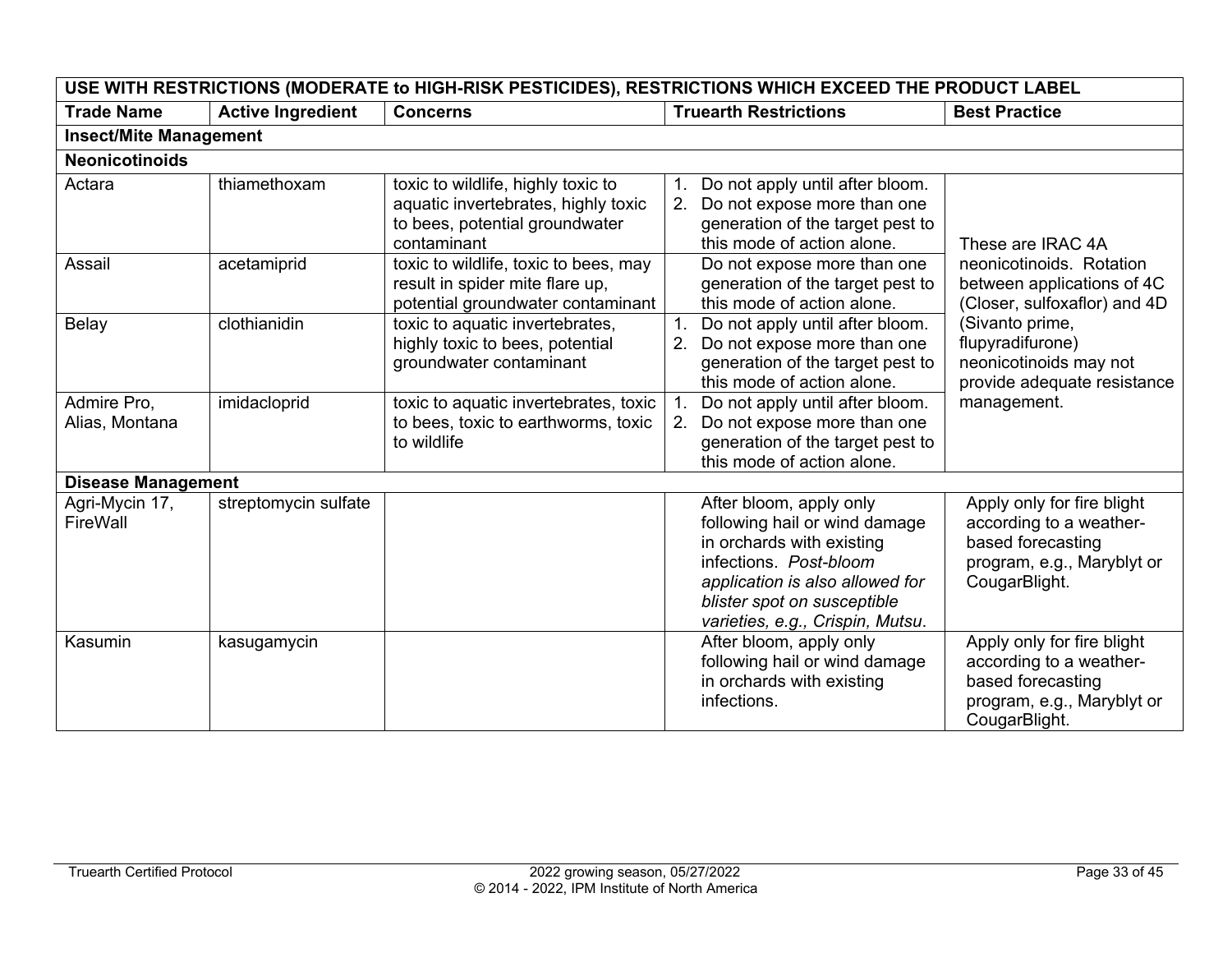| USE WITH RESTRICTIONS (MODERATE to HIGH-RISK PESTICIDES), RESTRICTIONS WHICH EXCEED THE PRODUCT LABEL | | | | |
|---|---|---|---|---|
| **Trade Name** | **Active Ingredient** | **Concerns** | **Truearth Restrictions** | **Best Practice** |
| **Insect/Mite Management** | | | | |
| **Neonicotinoids** | | | | |
| Actara | thiamethoxam | toxic to wildlife, highly toxic to aquatic invertebrates, highly toxic to bees, potential groundwater contaminant | 1. Do not apply until after bloom.<br>2. Do not expose more than one generation of the target pest to this mode of action alone. | These are IRAC 4A neonicotinoids. Rotation between applications of 4C (Closer, sulfoxaflor) and 4D (Sivanto prime, flupyradifurone) neonicotinoids may not provide adequate resistance management. |
| Assail | acetamiprid | toxic to wildlife, toxic to bees, may result in spider mite flare up, potential groundwater contaminant | Do not expose more than one generation of the target pest to this mode of action alone. | |
| Belay | clothianidin | toxic to aquatic invertebrates, highly toxic to bees, potential groundwater contaminant | 1. Do not apply until after bloom.<br>2. Do not expose more than one generation of the target pest to this mode of action alone. | |
| Admire Pro, Alias, Montana | imidacloprid | toxic to aquatic invertebrates, toxic to bees, toxic to earthworms, toxic to wildlife | 1. Do not apply until after bloom.<br>2. Do not expose more than one generation of the target pest to this mode of action alone. | |
| **Disease Management** | | | | |
| Agri-Mycin 17, FireWall | streptomycin sulfate | | After bloom, apply only following hail or wind damage in orchards with existing infections. *Post-bloom application is also allowed for blister spot on susceptible varieties, e.g., Crispin, Mutsu*. | Apply only for fire blight according to a weather-based forecasting program, e.g., Maryblyt or CougarBlight. |
| Kasumin | kasugamycin | | After bloom, apply only following hail or wind damage in orchards with existing infections. | Apply only for fire blight according to a weather-based forecasting program, e.g., Maryblyt or CougarBlight. |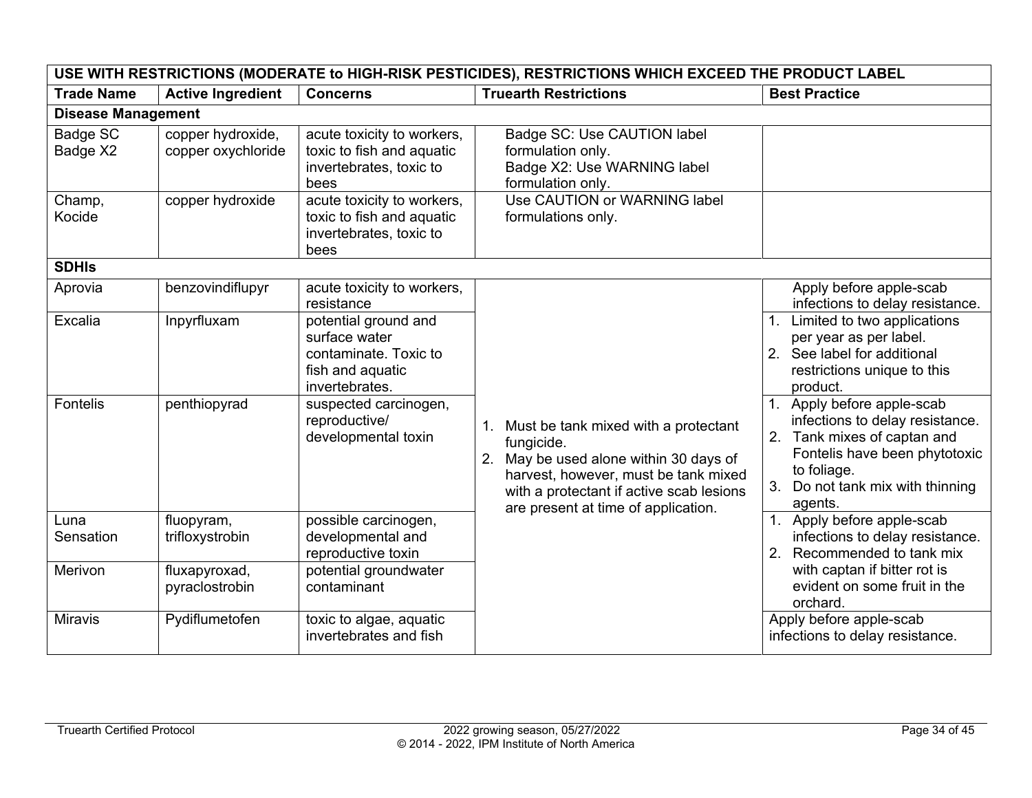| USE WITH RESTRICTIONS (MODERATE to HIGH-RISK PESTICIDES), RESTRICTIONS WHICH EXCEED THE PRODUCT LABEL | | | | |
|---|---|---|---|---|
| **Trade Name** | **Active Ingredient** | **Concerns** | **Truearth Restrictions** | **Best Practice** |
| **Disease Management** | | | | |
| Badge SC<br>Badge X2 | copper hydroxide, copper oxychloride | acute toxicity to workers, toxic to fish and aquatic invertebrates, toxic to bees | Badge SC: Use CAUTION label formulation only.<br>Badge X2: Use WARNING label formulation only. | |
| Champ,<br>Kocide | copper hydroxide | acute toxicity to workers, toxic to fish and aquatic invertebrates, toxic to bees | Use CAUTION or WARNING label formulations only. | |
| **SDHIs** | | | | |
| Aprovia | benzovindiflupyr | acute toxicity to workers, resistance | 1. Must be tank mixed with a protectant fungicide.<br>2. May be used alone within 30 days of harvest, however, must be tank mixed with a protectant if active scab lesions are present at time of application. | Apply before apple-scab infections to delay resistance. |
| Excalia | Inpyrfluxam | potential ground and surface water contaminate. Toxic to fish and aquatic invertebrates. | | 1. Limited to two applications per year as per label.<br>2. See label for additional restrictions unique to this product. |
| Fontelis | penthiopyrad | suspected carcinogen, reproductive/ developmental toxin | | 1. Apply before apple-scab infections to delay resistance.<br>2. Tank mixes of captan and Fontelis have been phytotoxic to foliage.<br>3. Do not tank mix with thinning agents. |
| Luna Sensation | fluopyram, trifloxystrobin | possible carcinogen, developmental and reproductive toxin | | 1. Apply before apple-scab infections to delay resistance.<br>2. Recommended to tank mix with captan if bitter rot is evident on some fruit in the orchard. |
| Merivon | fluxapyroxad, pyraclostrobin | potential groundwater contaminant | | |
| Miravis | Pydiflumetofen | toxic to algae, aquatic invertebrates and fish | | Apply before apple-scab infections to delay resistance. |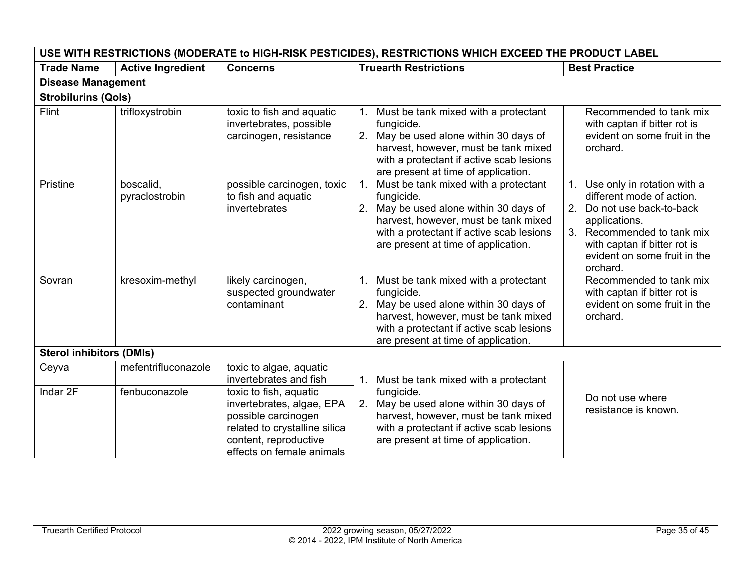| USE WITH RESTRICTIONS (MODERATE to HIGH-RISK PESTICIDES), RESTRICTIONS WHICH EXCEED THE PRODUCT LABEL | | | | |
|---|---|---|---|---|
| **Trade Name** | **Active Ingredient** | **Concerns** | **Truearth Restrictions** | **Best Practice** |
| **Disease Management** | | | | |
| **Strobilurins (QoIs)** | | | | |
| Flint | trifloxystrobin | toxic to fish and aquatic invertebrates, possible carcinogen, resistance | 1. Must be tank mixed with a protectant fungicide. 2. May be used alone within 30 days of harvest, however, must be tank mixed with a protectant if active scab lesions are present at time of application. | Recommended to tank mix with captan if bitter rot is evident on some fruit in the orchard. |
| Pristine | boscalid, pyraclostrobin | possible carcinogen, toxic to fish and aquatic invertebrates | 1. Must be tank mixed with a protectant fungicide. 2. May be used alone within 30 days of harvest, however, must be tank mixed with a protectant if active scab lesions are present at time of application. | 1. Use only in rotation with a different mode of action. 2. Do not use back-to-back applications. 3. Recommended to tank mix with captan if bitter rot is evident on some fruit in the orchard. |
| Sovran | kresoxim-methyl | likely carcinogen, suspected groundwater contaminant | 1. Must be tank mixed with a protectant fungicide. 2. May be used alone within 30 days of harvest, however, must be tank mixed with a protectant if active scab lesions are present at time of application. | Recommended to tank mix with captan if bitter rot is evident on some fruit in the orchard. |
| **Sterol inhibitors (DMIs)** | | | | |
| Ceyva | mefentrifluconazole | toxic to algae, aquatic invertebrates and fish | 1. Must be tank mixed with a protectant fungicide. 2. May be used alone within 30 days of harvest, however, must be tank mixed with a protectant if active scab lesions are present at time of application. | Do not use where resistance is known. |
| Indar 2F | fenbuconazole | toxic to fish, aquatic invertebrates, algae, EPA possible carcinogen related to crystalline silica content, reproductive effects on female animals | | |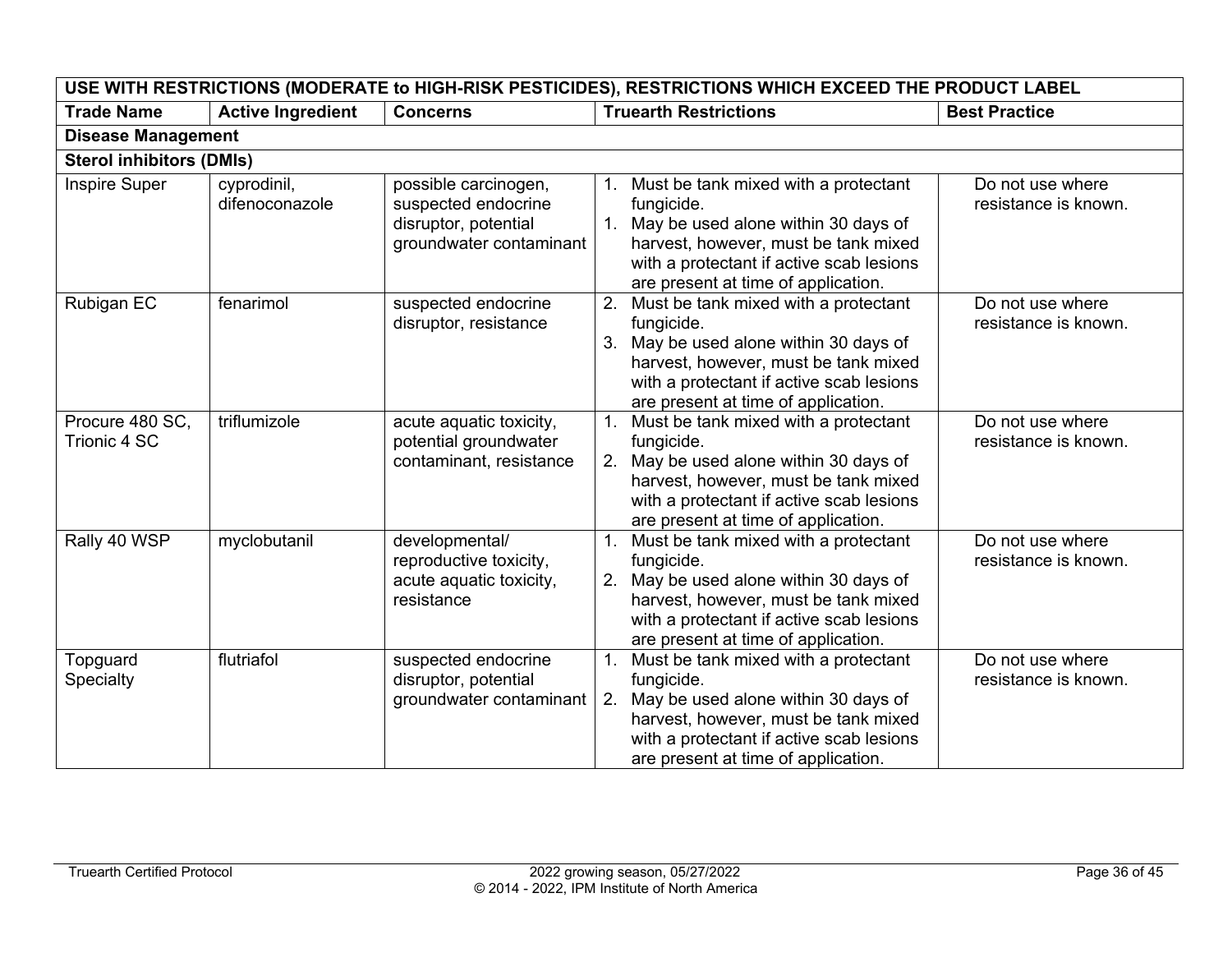| USE WITH RESTRICTIONS (MODERATE to HIGH-RISK PESTICIDES), RESTRICTIONS WHICH EXCEED THE PRODUCT LABEL | | | | |
|---|---|---|---|---|
| **Trade Name** | **Active Ingredient** | **Concerns** | **Truearth Restrictions** | **Best Practice** |
| **Disease Management** | | | | |
| **Sterol inhibitors (DMIs)** | | | | |
| Inspire Super | cyprodinil, difenoconazole | possible carcinogen, suspected endocrine disruptor, potential groundwater contaminant | 1. Must be tank mixed with a protectant fungicide.<br>1. May be used alone within 30 days of harvest, however, must be tank mixed with a protectant if active scab lesions are present at time of application. | Do not use where resistance is known. |
| Rubigan EC | fenarimol | suspected endocrine disruptor, resistance | 2. Must be tank mixed with a protectant fungicide.<br>3. May be used alone within 30 days of harvest, however, must be tank mixed with a protectant if active scab lesions are present at time of application. | Do not use where resistance is known. |
| Procure 480 SC, Trionic 4 SC | triflumizole | acute aquatic toxicity, potential groundwater contaminant, resistance | 1. Must be tank mixed with a protectant fungicide.<br>2. May be used alone within 30 days of harvest, however, must be tank mixed with a protectant if active scab lesions are present at time of application. | Do not use where resistance is known. |
| Rally 40 WSP | myclobutanil | developmental/ reproductive toxicity, acute aquatic toxicity, resistance | 1. Must be tank mixed with a protectant fungicide.<br>2. May be used alone within 30 days of harvest, however, must be tank mixed with a protectant if active scab lesions are present at time of application. | Do not use where resistance is known. |
| Topguard Specialty | flutriafol | suspected endocrine disruptor, potential groundwater contaminant | 1. Must be tank mixed with a protectant fungicide.<br>2. May be used alone within 30 days of harvest, however, must be tank mixed with a protectant if active scab lesions are present at time of application. | Do not use where resistance is known. |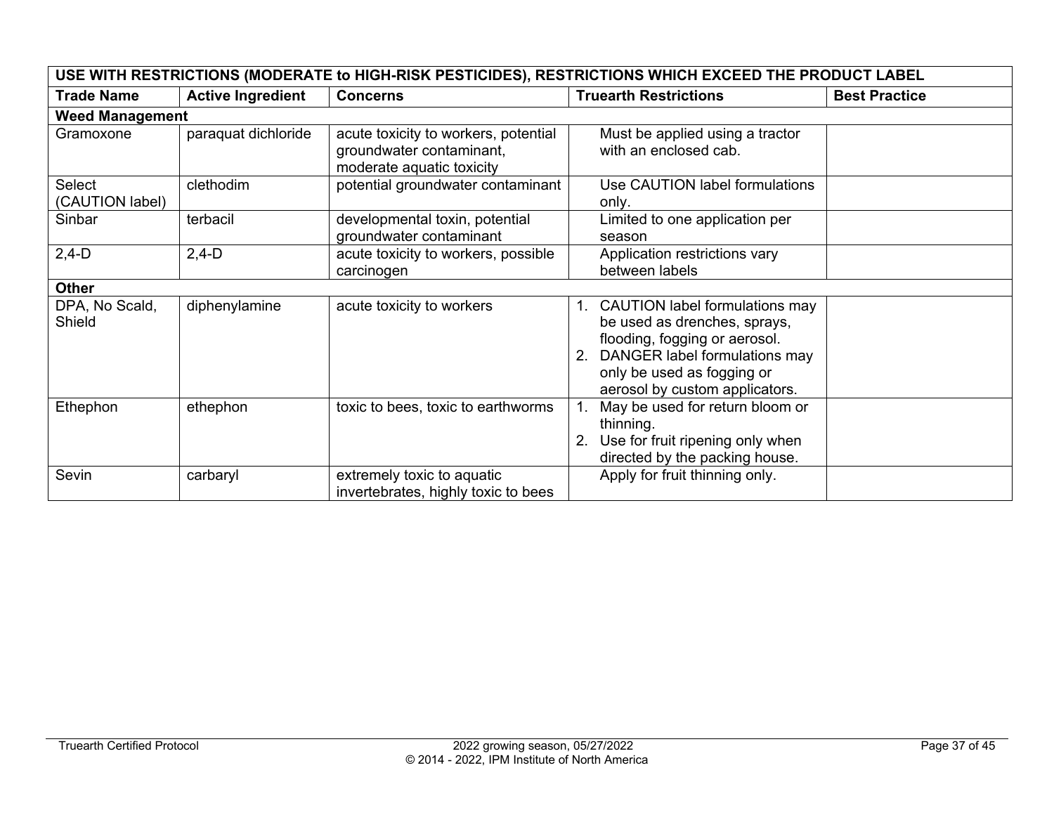| USE WITH RESTRICTIONS (MODERATE to HIGH-RISK PESTICIDES), RESTRICTIONS WHICH EXCEED THE PRODUCT LABEL | | | | |
|---|---|---|---|---|
| **Trade Name** | **Active Ingredient** | **Concerns** | **Truearth Restrictions** | **Best Practice** |
| **Weed Management** | | | | |
| Gramoxone | paraquat dichloride | acute toxicity to workers, potential groundwater contaminant, moderate aquatic toxicity | Must be applied using a tractor with an enclosed cab. | |
| Select (CAUTION label) | clethodim | potential groundwater contaminant | Use CAUTION label formulations only. | |
| Sinbar | terbacil | developmental toxin, potential groundwater contaminant | Limited to one application per season | |
| 2,4-D | 2,4-D | acute toxicity to workers, possible carcinogen | Application restrictions vary between labels | |
| **Other** | | | | |
| DPA, No Scald, Shield | diphenylamine | acute toxicity to workers | 1. CAUTION label formulations may be used as drenches, sprays, flooding, fogging or aerosol. 2. DANGER label formulations may only be used as fogging or aerosol by custom applicators. | |
| Ethephon | ethephon | toxic to bees, toxic to earthworms | 1. May be used for return bloom or thinning. 2. Use for fruit ripening only when directed by the packing house. | |
| Sevin | carbaryl | extremely toxic to aquatic invertebrates, highly toxic to bees | Apply for fruit thinning only. | |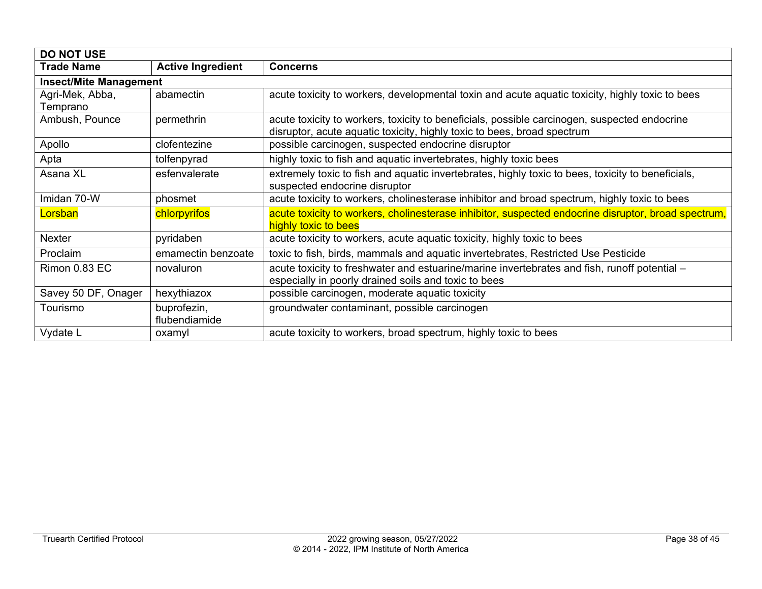| DO NOT USE | | |
|---|---|---|
| **Trade Name** | **Active Ingredient** | **Concerns** |
| **Insect/Mite Management** | | |
| Agri-Mek, Abba, Temprano | abamectin | acute toxicity to workers, developmental toxin and acute aquatic toxicity, highly toxic to bees |
| Ambush, Pounce | permethrin | acute toxicity to workers, toxicity to beneficials, possible carcinogen, suspected endocrine disruptor, acute aquatic toxicity, highly toxic to bees, broad spectrum |
| Apollo | clofentezine | possible carcinogen, suspected endocrine disruptor |
| Apta | tolfenpyrad | highly toxic to fish and aquatic invertebrates, highly toxic bees |
| Asana XL | esfenvalerate | extremely toxic to fish and aquatic invertebrates, highly toxic to bees, toxicity to beneficials, suspected endocrine disruptor |
| Imidan 70-W | phosmet | acute toxicity to workers, cholinesterase inhibitor and broad spectrum, highly toxic to bees |
| Lorsban | chlorpyrifos | acute toxicity to workers, cholinesterase inhibitor, suspected endocrine disruptor, broad spectrum, highly toxic to bees |
| Nexter | pyridaben | acute toxicity to workers, acute aquatic toxicity, highly toxic to bees |
| Proclaim | emamectin benzoate | toxic to fish, birds, mammals and aquatic invertebrates, Restricted Use Pesticide |
| Rimon 0.83 EC | novaluron | acute toxicity to freshwater and estuarine/marine invertebrates and fish, runoff potential – especially in poorly drained soils and toxic to bees |
| Savey 50 DF, Onager | hexythiazox | possible carcinogen, moderate aquatic toxicity |
| Tourismo | buprofezin, flubendiamide | groundwater contaminant, possible carcinogen |
| Vydate L | oxamyl | acute toxicity to workers, broad spectrum, highly toxic to bees |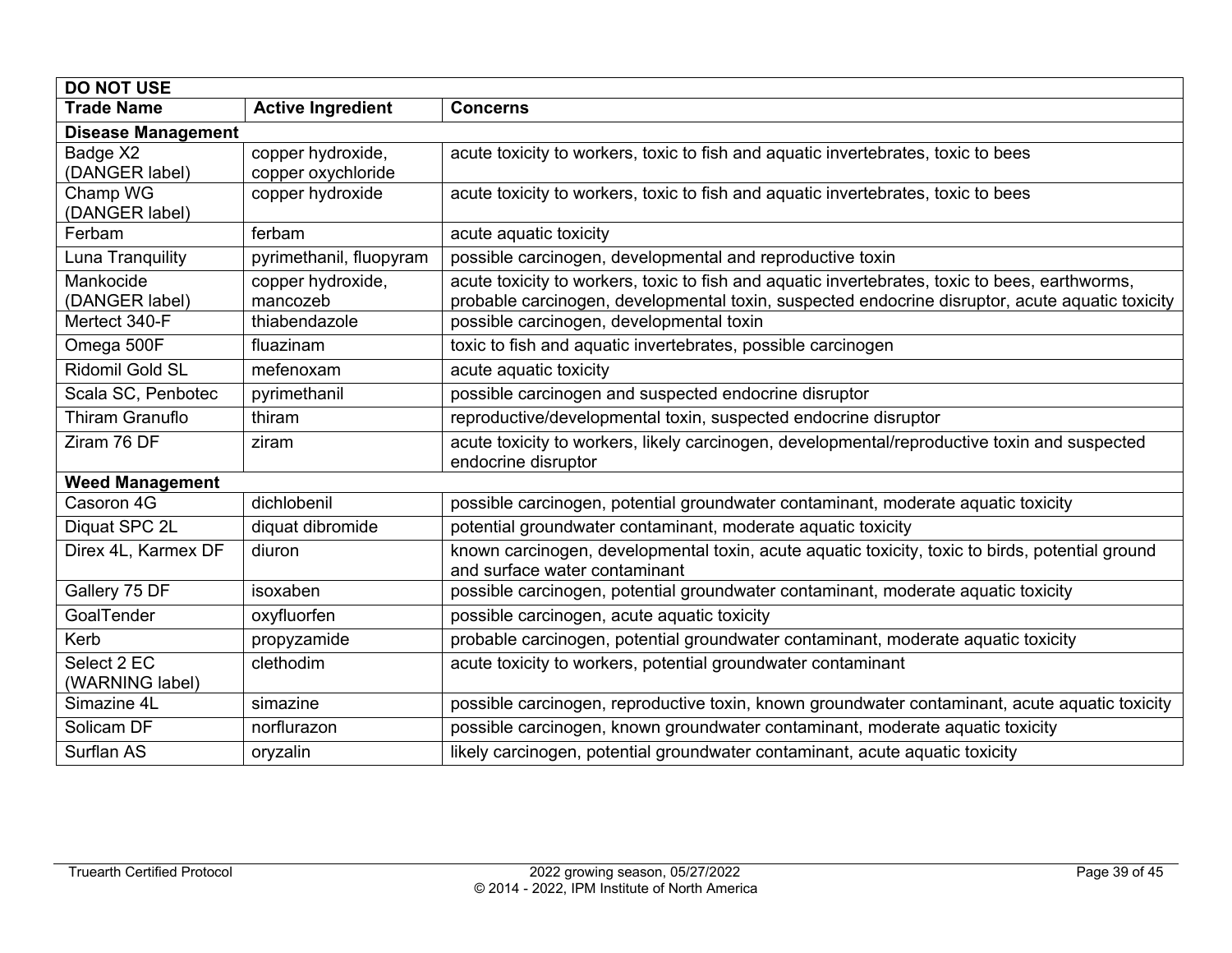| DO NOT USE | | |
|---|---|---|
| **Trade Name** | **Active Ingredient** | **Concerns** |
| **Disease Management** | | |
| Badge X2 (DANGER label) | copper hydroxide, copper oxychloride | acute toxicity to workers, toxic to fish and aquatic invertebrates, toxic to bees |
| Champ WG (DANGER label) | copper hydroxide | acute toxicity to workers, toxic to fish and aquatic invertebrates, toxic to bees |
| Ferbam | ferbam | acute aquatic toxicity |
| Luna Tranquility | pyrimethanil, fluopyram | possible carcinogen, developmental and reproductive toxin |
| Mankocide (DANGER label) | copper hydroxide, mancozeb | acute toxicity to workers, toxic to fish and aquatic invertebrates, toxic to bees, earthworms, probable carcinogen, developmental toxin, suspected endocrine disruptor, acute aquatic toxicity |
| Mertect 340-F | thiabendazole | possible carcinogen, developmental toxin |
| Omega 500F | fluazinam | toxic to fish and aquatic invertebrates, possible carcinogen |
| Ridomil Gold SL | mefenoxam | acute aquatic toxicity |
| Scala SC, Penbotec | pyrimethanil | possible carcinogen and suspected endocrine disruptor |
| Thiram Granuflo | thiram | reproductive/developmental toxin, suspected endocrine disruptor |
| Ziram 76 DF | ziram | acute toxicity to workers, likely carcinogen, developmental/reproductive toxin and suspected endocrine disruptor |
| **Weed Management** | | |
| Casoron 4G | dichlobenil | possible carcinogen, potential groundwater contaminant, moderate aquatic toxicity |
| Diquat SPC 2L | diquat dibromide | potential groundwater contaminant, moderate aquatic toxicity |
| Direx 4L, Karmex DF | diuron | known carcinogen, developmental toxin, acute aquatic toxicity, toxic to birds, potential ground and surface water contaminant |
| Gallery 75 DF | isoxaben | possible carcinogen, potential groundwater contaminant, moderate aquatic toxicity |
| GoalTender | oxyfluorfen | possible carcinogen, acute aquatic toxicity |
| Kerb | propyzamide | probable carcinogen, potential groundwater contaminant, moderate aquatic toxicity |
| Select 2 EC (WARNING label) | clethodim | acute toxicity to workers, potential groundwater contaminant |
| Simazine 4L | simazine | possible carcinogen, reproductive toxin, known groundwater contaminant, acute aquatic toxicity |
| Solicam DF | norflurazon | possible carcinogen, known groundwater contaminant, moderate aquatic toxicity |
| Surflan AS | oryzalin | likely carcinogen, potential groundwater contaminant, acute aquatic toxicity |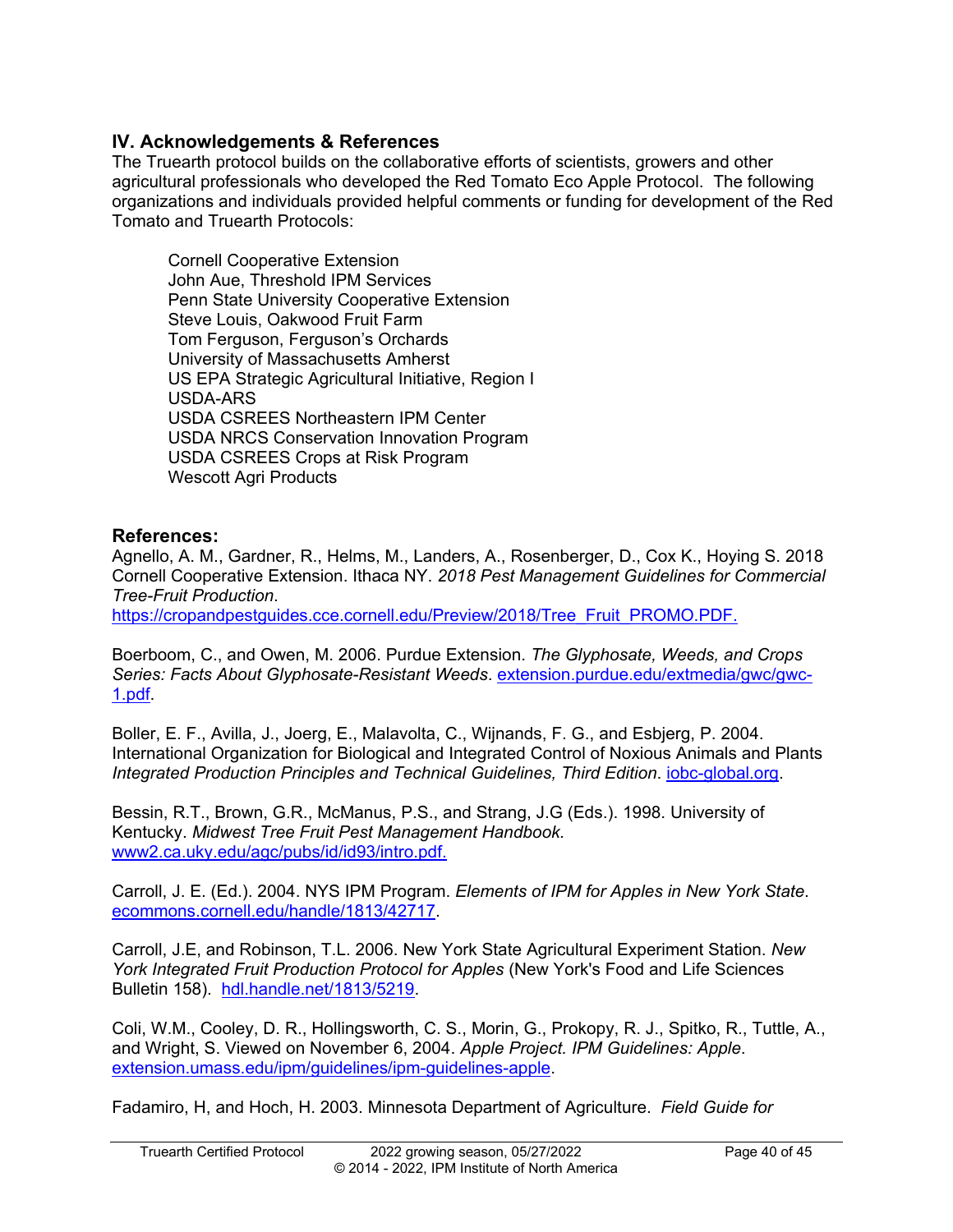## IV. Acknowledgements & References

The Truearth protocol builds on the collaborative efforts of scientists, growers and other agricultural professionals who developed the Red Tomato Eco Apple Protocol. The following organizations and individuals provided helpful comments or funding for development of the Red Tomato and Truearth Protocols:

Cornell Cooperative Extension
John Aue, Threshold IPM Services
Penn State University Cooperative Extension
Steve Louis, Oakwood Fruit Farm
Tom Ferguson, Ferguson's Orchards
University of Massachusetts Amherst
US EPA Strategic Agricultural Initiative, Region I
USDA-ARS
USDA CSREES Northeastern IPM Center
USDA NRCS Conservation Innovation Program
USDA CSREES Crops at Risk Program
Wescott Agri Products

### References:

Agnello, A. M., Gardner, R., Helms, M., Landers, A., Rosenberger, D., Cox K., Hoying S. 2018 Cornell Cooperative Extension. Ithaca NY. *2018 Pest Management Guidelines for Commercial Tree-Fruit Production*. https://cropandpestguides.cce.cornell.edu/Preview/2018/Tree_Fruit_PROMO.PDF.

Boerboom, C., and Owen, M. 2006. Purdue Extension. *The Glyphosate, Weeds, and Crops Series: Facts About Glyphosate-Resistant Weeds*. extension.purdue.edu/extmedia/gwc/gwc-1.pdf.

Boller, E. F., Avilla, J., Joerg, E., Malavolta, C., Wijnands, F. G., and Esbjerg, P. 2004. International Organization for Biological and Integrated Control of Noxious Animals and Plants *Integrated Production Principles and Technical Guidelines, Third Edition*. iobc-global.org.

Bessin, R.T., Brown, G.R., McManus, P.S., and Strang, J.G (Eds.). 1998. University of Kentucky. *Midwest Tree Fruit Pest Management Handbook.* www2.ca.uky.edu/agc/pubs/id/id93/intro.pdf.

Carroll, J. E. (Ed.). 2004. NYS IPM Program. *Elements of IPM for Apples in New York State*. ecommons.cornell.edu/handle/1813/42717.

Carroll, J.E, and Robinson, T.L. 2006. New York State Agricultural Experiment Station. *New York Integrated Fruit Production Protocol for Apples* (New York's Food and Life Sciences Bulletin 158). hdl.handle.net/1813/5219.

Coli, W.M., Cooley, D. R., Hollingsworth, C. S., Morin, G., Prokopy, R. J., Spitko, R., Tuttle, A., and Wright, S. Viewed on November 6, 2004. *Apple Project. IPM Guidelines: Apple*. extension.umass.edu/ipm/guidelines/ipm-guidelines-apple.

Fadamiro, H, and Hoch, H. 2003. Minnesota Department of Agriculture. *Field Guide for*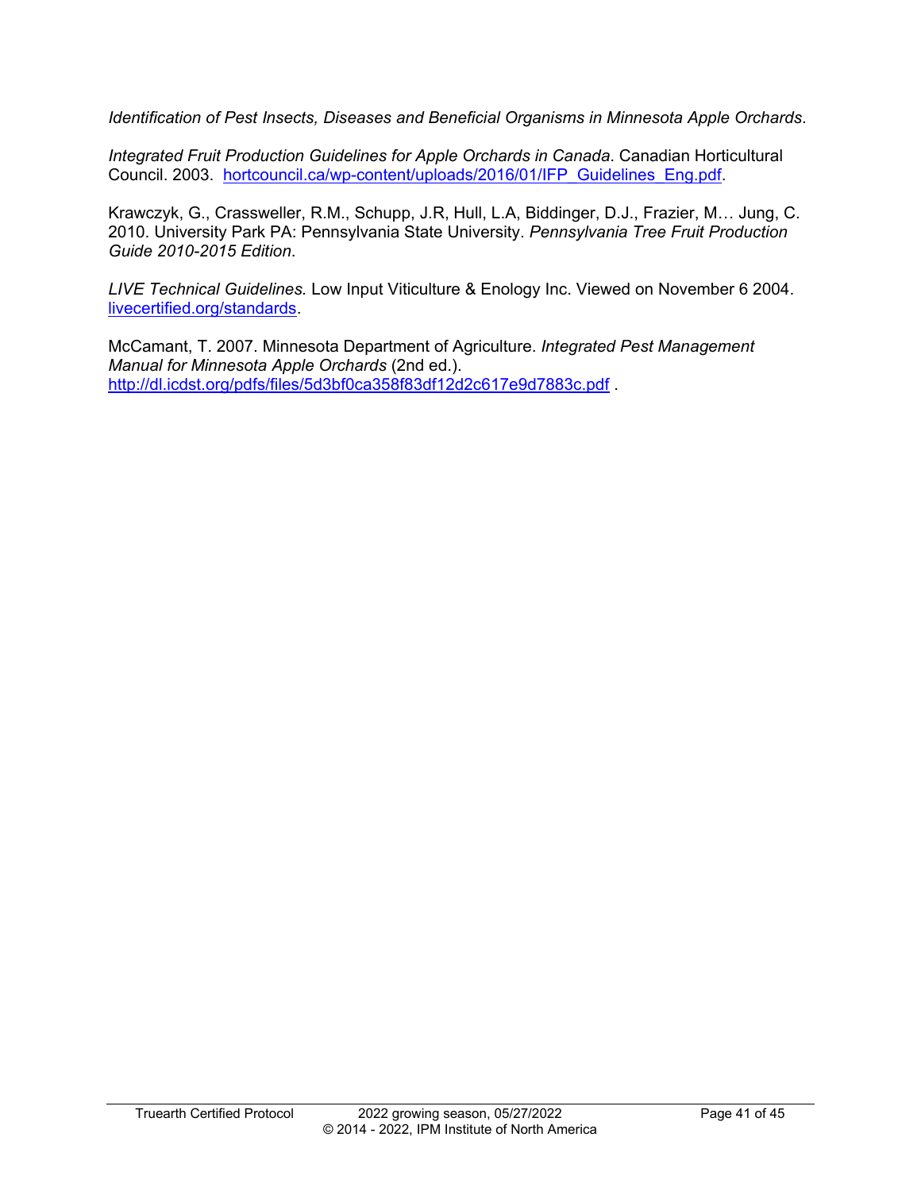*Identification of Pest Insects, Diseases and Beneficial Organisms in Minnesota Apple Orchards*.

*Integrated Fruit Production Guidelines for Apple Orchards in Canada*. Canadian Horticultural Council. 2003. [hortcouncil.ca/wp-content/uploads/2016/01/IFP_Guidelines_Eng.pdf](hortcouncil.ca/wp-content/uploads/2016/01/IFP_Guidelines_Eng.pdf).

Krawczyk, G., Crassweller, R.M., Schupp, J.R, Hull, L.A, Biddinger, D.J., Frazier, M… Jung, C. 2010. University Park PA: Pennsylvania State University. *Pennsylvania Tree Fruit Production Guide 2010-2015 Edition*.

*LIVE Technical Guidelines.* Low Input Viticulture & Enology Inc. Viewed on November 6 2004. [livecertified.org/standards](livecertified.org/standards).

McCamant, T. 2007. Minnesota Department of Agriculture. *Integrated Pest Management Manual for Minnesota Apple Orchards* (2nd ed.). [http://dl.icdst.org/pdfs/files/5d3bf0ca358f83df12d2c617e9d7883c.pdf](http://dl.icdst.org/pdfs/files/5d3bf0ca358f83df12d2c617e9d7883c.pdf) .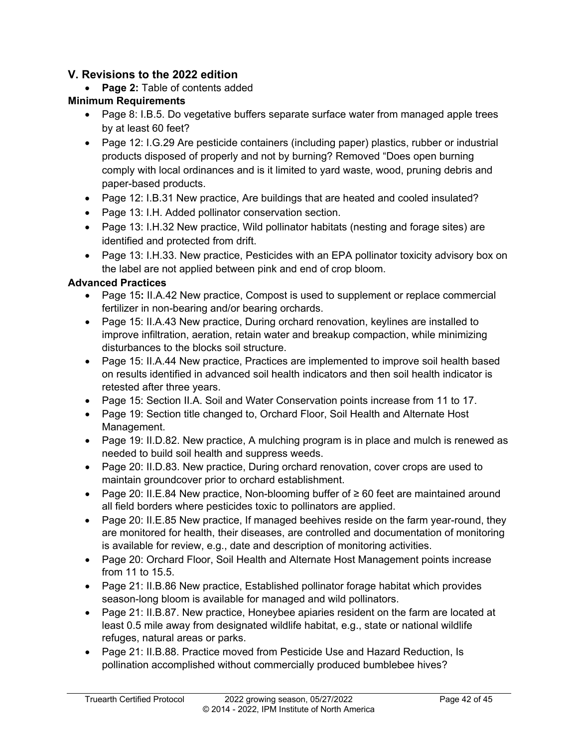## V. Revisions to the 2022 edition

- **Page 2:** Table of contents added

**Minimum Requirements**

- Page 8: I.B.5. Do vegetative buffers separate surface water from managed apple trees by at least 60 feet?
- Page 12: I.G.29 Are pesticide containers (including paper) plastics, rubber or industrial products disposed of properly and not by burning? Removed "Does open burning comply with local ordinances and is it limited to yard waste, wood, pruning debris and paper-based products.
- Page 12: I.B.31 New practice, Are buildings that are heated and cooled insulated?
- Page 13: I.H. Added pollinator conservation section.
- Page 13: I.H.32 New practice, Wild pollinator habitats (nesting and forage sites) are identified and protected from drift.
- Page 13: I.H.33. New practice, Pesticides with an EPA pollinator toxicity advisory box on the label are not applied between pink and end of crop bloom.

**Advanced Practices**

- Page 15**:** II.A.42 New practice, Compost is used to supplement or replace commercial fertilizer in non-bearing and/or bearing orchards.
- Page 15: II.A.43 New practice, During orchard renovation, keylines are installed to improve infiltration, aeration, retain water and breakup compaction, while minimizing disturbances to the blocks soil structure.
- Page 15: II.A.44 New practice, Practices are implemented to improve soil health based on results identified in advanced soil health indicators and then soil health indicator is retested after three years.
- Page 15: Section II.A. Soil and Water Conservation points increase from 11 to 17.
- Page 19: Section title changed to, Orchard Floor, Soil Health and Alternate Host Management.
- Page 19: II.D.82. New practice, A mulching program is in place and mulch is renewed as needed to build soil health and suppress weeds.
- Page 20: II.D.83. New practice, During orchard renovation, cover crops are used to maintain groundcover prior to orchard establishment.
- Page 20: II.E.84 New practice, Non-blooming buffer of ≥ 60 feet are maintained around all field borders where pesticides toxic to pollinators are applied.
- Page 20: II.E.85 New practice, If managed beehives reside on the farm year-round, they are monitored for health, their diseases, are controlled and documentation of monitoring is available for review, e.g., date and description of monitoring activities.
- Page 20: Orchard Floor, Soil Health and Alternate Host Management points increase from 11 to 15.5.
- Page 21: II.B.86 New practice, Established pollinator forage habitat which provides season-long bloom is available for managed and wild pollinators.
- Page 21: II.B.87. New practice, Honeybee apiaries resident on the farm are located at least 0.5 mile away from designated wildlife habitat, e.g., state or national wildlife refuges, natural areas or parks.
- Page 21: II.B.88. Practice moved from Pesticide Use and Hazard Reduction, Is pollination accomplished without commercially produced bumblebee hives?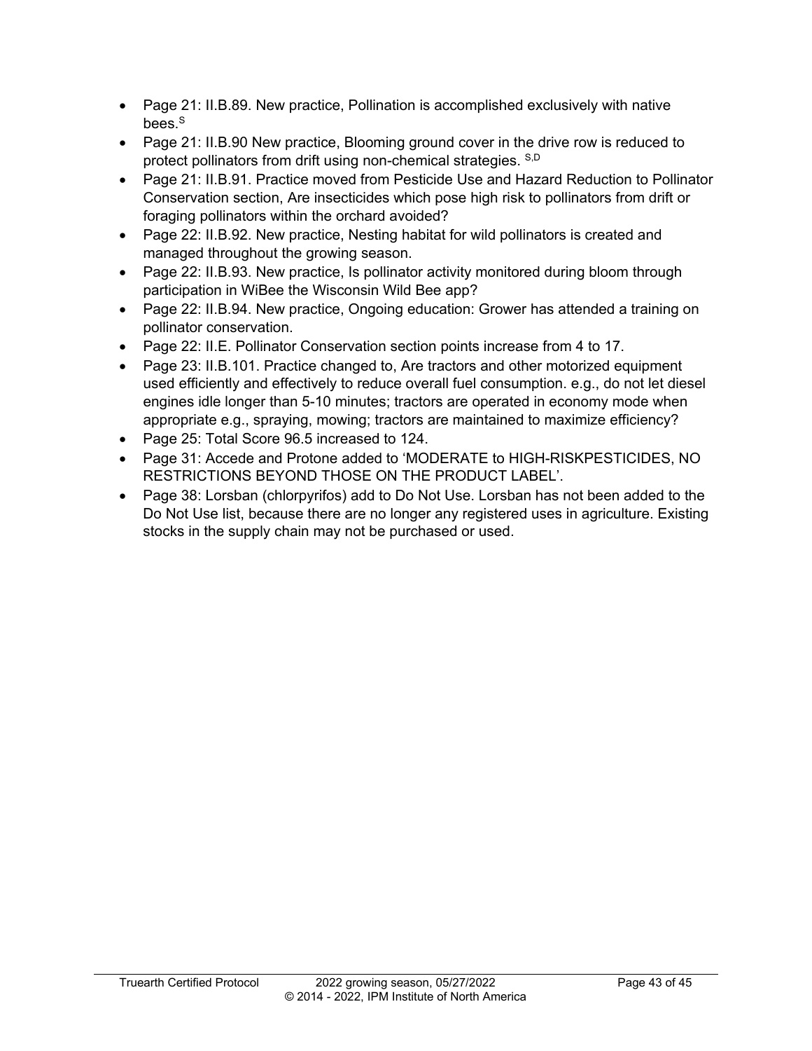- Page 21: II.B.89. New practice, Pollination is accomplished exclusively with native bees.[S]
- Page 21: II.B.90 New practice, Blooming ground cover in the drive row is reduced to protect pollinators from drift using non-chemical strategies. [S,D]
- Page 21: II.B.91. Practice moved from Pesticide Use and Hazard Reduction to Pollinator Conservation section, Are insecticides which pose high risk to pollinators from drift or foraging pollinators within the orchard avoided?
- Page 22: II.B.92. New practice, Nesting habitat for wild pollinators is created and managed throughout the growing season.
- Page 22: II.B.93. New practice, Is pollinator activity monitored during bloom through participation in WiBee the Wisconsin Wild Bee app?
- Page 22: II.B.94. New practice, Ongoing education: Grower has attended a training on pollinator conservation.
- Page 22: II.E. Pollinator Conservation section points increase from 4 to 17.
- Page 23: II.B.101. Practice changed to, Are tractors and other motorized equipment used efficiently and effectively to reduce overall fuel consumption. e.g., do not let diesel engines idle longer than 5-10 minutes; tractors are operated in economy mode when appropriate e.g., spraying, mowing; tractors are maintained to maximize efficiency?
- Page 25: Total Score 96.5 increased to 124.
- Page 31: Accede and Protone added to 'MODERATE to HIGH-RISKPESTICIDES, NO RESTRICTIONS BEYOND THOSE ON THE PRODUCT LABEL'.
- Page 38: Lorsban (chlorpyrifos) add to Do Not Use. Lorsban has not been added to the Do Not Use list, because there are no longer any registered uses in agriculture. Existing stocks in the supply chain may not be purchased or used.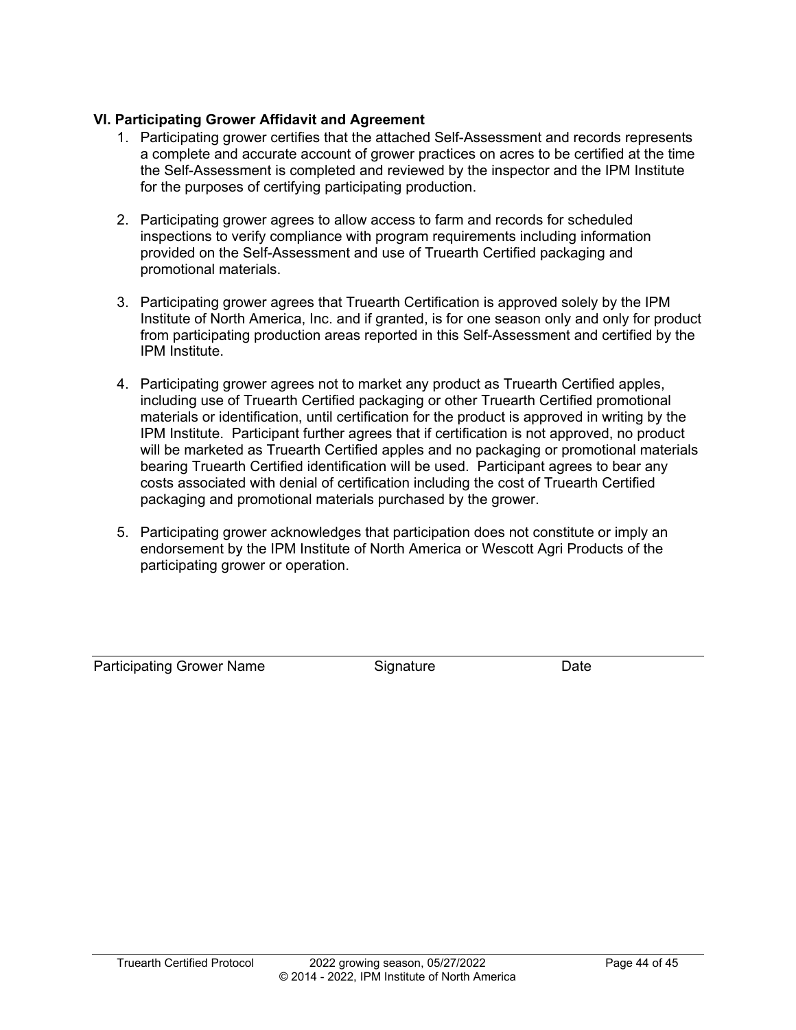### VI. Participating Grower Affidavit and Agreement

1. Participating grower certifies that the attached Self-Assessment and records represents a complete and accurate account of grower practices on acres to be certified at the time the Self-Assessment is completed and reviewed by the inspector and the IPM Institute for the purposes of certifying participating production.

2. Participating grower agrees to allow access to farm and records for scheduled inspections to verify compliance with program requirements including information provided on the Self-Assessment and use of Truearth Certified packaging and promotional materials.

3. Participating grower agrees that Truearth Certification is approved solely by the IPM Institute of North America, Inc. and if granted, is for one season only and only for product from participating production areas reported in this Self-Assessment and certified by the IPM Institute.

4. Participating grower agrees not to market any product as Truearth Certified apples, including use of Truearth Certified packaging or other Truearth Certified promotional materials or identification, until certification for the product is approved in writing by the IPM Institute. Participant further agrees that if certification is not approved, no product will be marketed as Truearth Certified apples and no packaging or promotional materials bearing Truearth Certified identification will be used. Participant agrees to bear any costs associated with denial of certification including the cost of Truearth Certified packaging and promotional materials purchased by the grower.

5. Participating grower acknowledges that participation does not constitute or imply an endorsement by the IPM Institute of North America or Wescott Agri Products of the participating grower or operation.

______________________________________________________________

Participating Grower Name　　　　Signature　　　　Date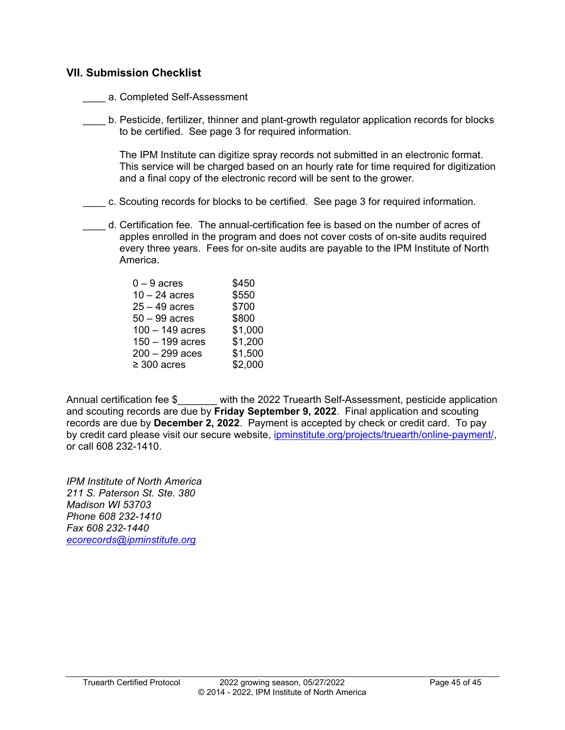## VII. Submission Checklist

____ a. Completed Self-Assessment

____ b. Pesticide, fertilizer, thinner and plant-growth regulator application records for blocks to be certified. See page 3 for required information.

The IPM Institute can digitize spray records not submitted in an electronic format. This service will be charged based on an hourly rate for time required for digitization and a final copy of the electronic record will be sent to the grower.

____ c. Scouting records for blocks to be certified. See page 3 for required information.

____ d. Certification fee. The annual-certification fee is based on the number of acres of apples enrolled in the program and does not cover costs of on-site audits required every three years. Fees for on-site audits are payable to the IPM Institute of North America.

| | |
|---|---|
| 0 – 9 acres | $450 |
| 10 – 24 acres | $550 |
| 25 – 49 acres | $700 |
| 50 – 99 acres | $800 |
| 100 – 149 acres | $1,000 |
| 150 – 199 acres | $1,200 |
| 200 – 299 aces | $1,500 |
| ≥ 300 acres | $2,000 |

Annual certification fee $_______ with the 2022 Truearth Self-Assessment, pesticide application and scouting records are due by **Friday September 9, 2022**. Final application and scouting records are due by **December 2, 2022**. Payment is accepted by check or credit card. To pay by credit card please visit our secure website, ipminstitute.org/projects/truearth/online-payment/, or call 608 232-1410.

*IPM Institute of North America*
*211 S. Paterson St. Ste. 380*
*Madison WI 53703*
*Phone 608 232-1410*
*Fax 608 232-1440*
*ecorecords@ipminstitute.org*